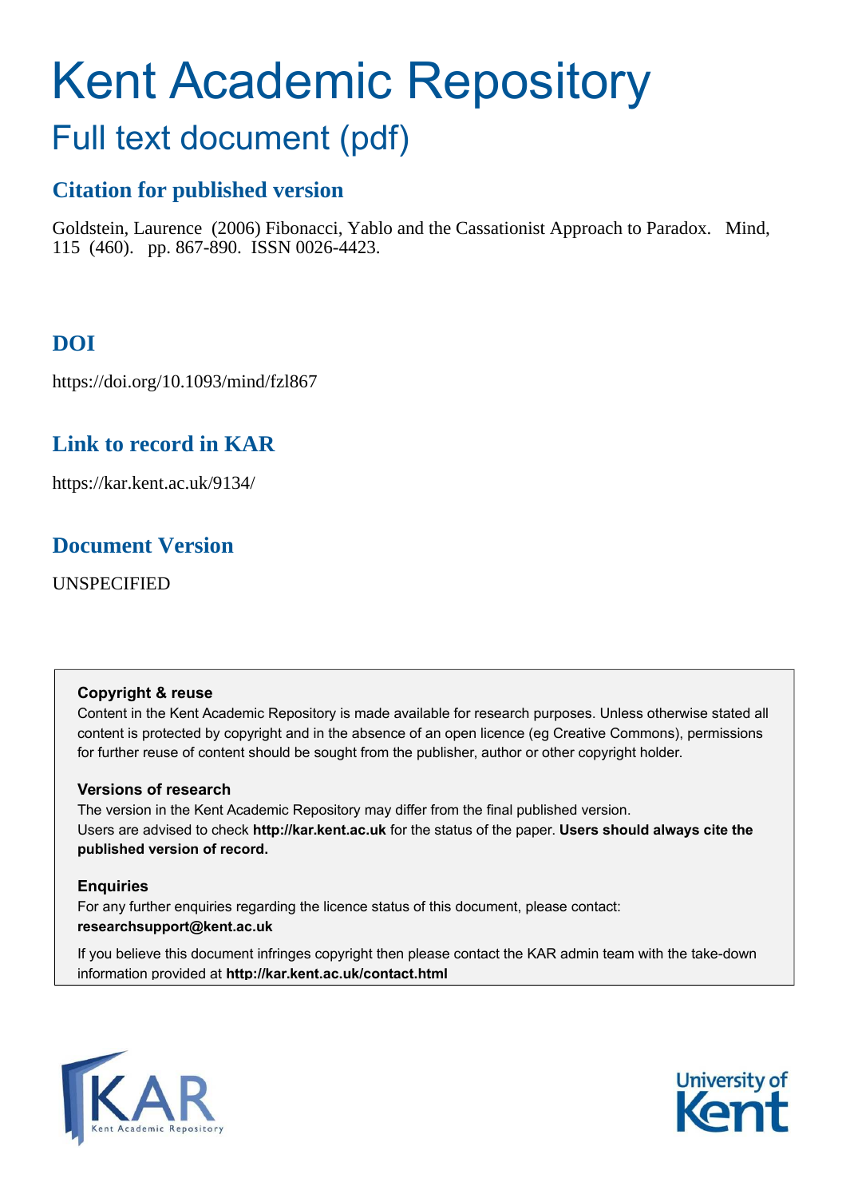# Kent Academic Repository

## Full text document (pdf)

### Citation for published version

Goldstein, Laurence (2006) Fibonacci, Yablo and the Cassationist Approach to Paradox. Mind, 115 (460). pp. 867-890. ISSN 0026-4423.

### DOI

https://doi.org/10.1093/mind/fzl867

### Link to record in KAR

https://kar.kent.ac.uk/9134/

### Document Version

UNSPECIFIED

**Copyright & reuse**

Content in the Kent Academic Repository is made available for research purposes. Unless otherwise stated all content is protected by copyright and in the absence of an open licence (eg Creative Commons), permissions for further reuse of content should be sought from the publisher, author or other copyright holder.

**Versions of research**

The version in the Kent Academic Repository may differ from the final published version. Users are advised to check **http://kar.kent.ac.uk** for the status of the paper. **Users should always cite the published version of record.**

**Enquiries**

For any further enquiries regarding the licence status of this document, please contact: **researchsupport@kent.ac.uk**

If you believe this document infringes copyright then please contact the KAR admin team with the take-down information provided at **http://kar.kent.ac.uk/contact.html**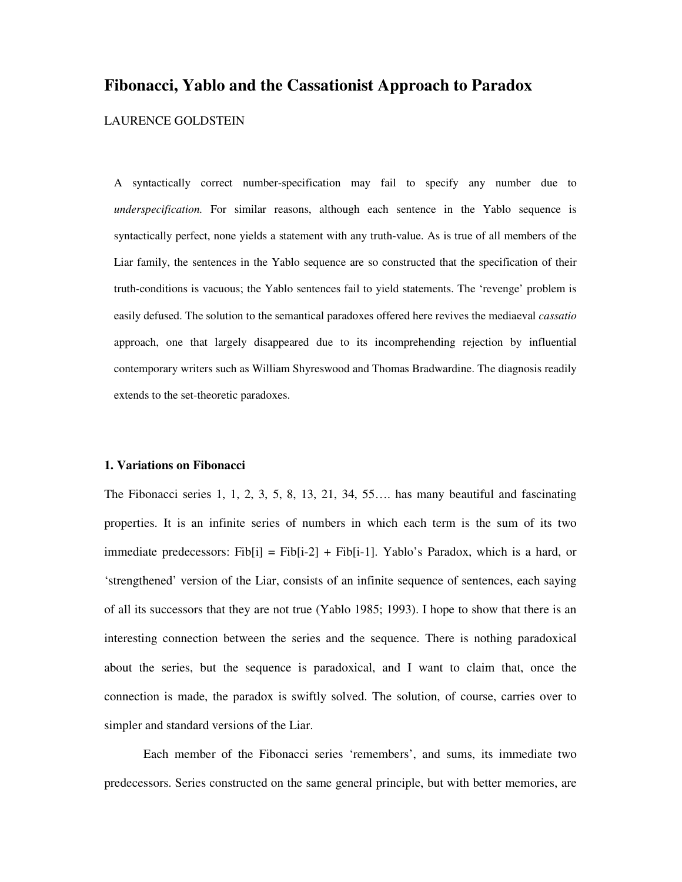# Fibonacci, Yablo and the Cassationist Approach to Paradox

LAURENCE GOLDSTEIN

A syntactically correct number-specification may fail to specify any number due to *underspecification.* For similar reasons, although each sentence in the Yablo sequence is syntactically perfect, none yields a statement with any truth-value. As is true of all members of the Liar family, the sentences in the Yablo sequence are so constructed that the specification of their truth-conditions is vacuous; the Yablo sentences fail to yield statements. The 'revenge' problem is easily defused. The solution to the semantical paradoxes offered here revives the mediaeval *cassatio* approach, one that largely disappeared due to its incomprehending rejection by influential contemporary writers such as William Shyreswood and Thomas Bradwardine. The diagnosis readily extends to the set-theoretic paradoxes.

## 1. Variations on Fibonacci

The Fibonacci series 1, 1, 2, 3, 5, 8, 13, 21, 34, 55…. has many beautiful and fascinating properties. It is an infinite series of numbers in which each term is the sum of its two immediate predecessors: Fib[i] = Fib[i-2] + Fib[i-1]. Yablo's Paradox, which is a hard, or 'strengthened' version of the Liar, consists of an infinite sequence of sentences, each saying of all its successors that they are not true (Yablo 1985; 1993). I hope to show that there is an interesting connection between the series and the sequence. There is nothing paradoxical about the series, but the sequence is paradoxical, and I want to claim that, once the connection is made, the paradox is swiftly solved. The solution, of course, carries over to simpler and standard versions of the Liar.

Each member of the Fibonacci series 'remembers', and sums, its immediate two predecessors. Series constructed on the same general principle, but with better memories, are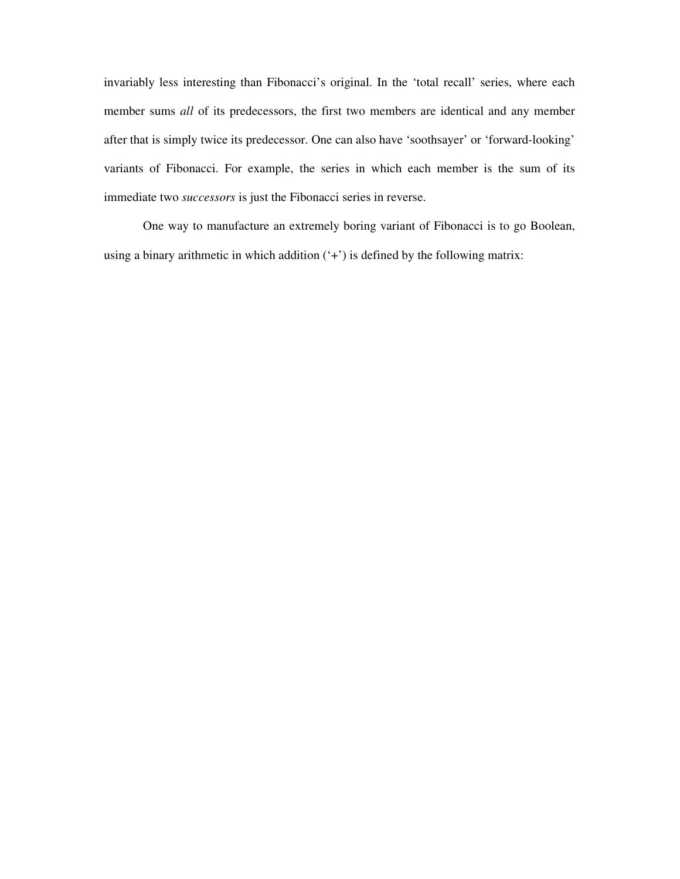invariably less interesting than Fibonacci's original. In the 'total recall' series, where each member sums *all* of its predecessors, the first two members are identical and any member after that is simply twice its predecessor. One can also have 'soothsayer' or 'forward-looking' variants of Fibonacci. For example, the series in which each member is the sum of its immediate two *successors* is just the Fibonacci series in reverse.

One way to manufacture an extremely boring variant of Fibonacci is to go Boolean, using a binary arithmetic in which addition ('+') is defined by the following matrix: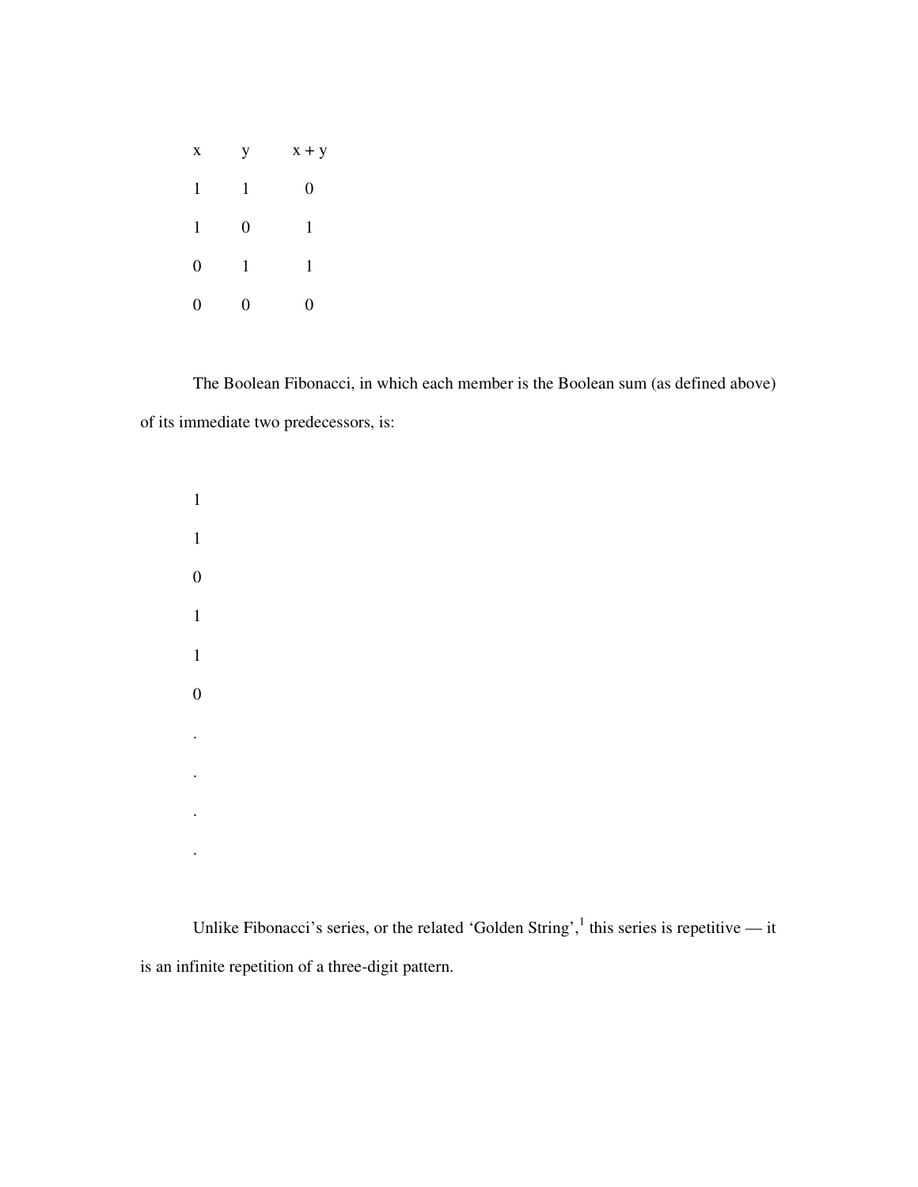| x | y | x + y |
|---|---|---|
| 1 | 1 | 0 |
| 1 | 0 | 1 |
| 0 | 1 | 1 |
| 0 | 0 | 0 |

The Boolean Fibonacci, in which each member is the Boolean sum (as defined above) of its immediate two predecessors, is:

1

1

0

1

1

0

.

.

.

.

Unlike Fibonacci's series, or the related 'Golden String',[1] this series is repetitive — it is an infinite repetition of a three-digit pattern.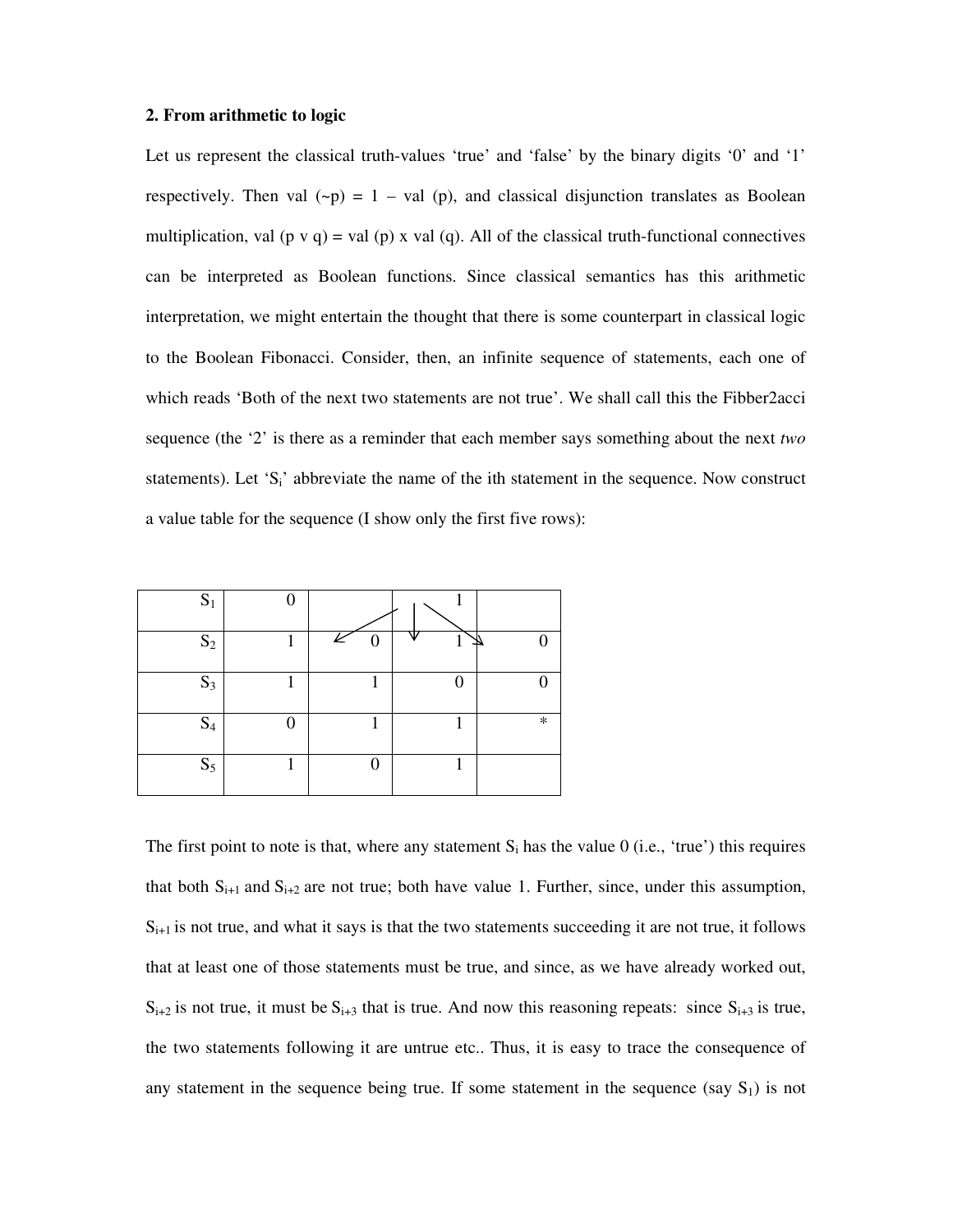**2. From arithmetic to logic**

Let us represent the classical truth-values 'true' and 'false' by the binary digits '0' and '1' respectively. Then val (~p) = 1 – val (p), and classical disjunction translates as Boolean multiplication, val (p v q) = val (p) x val (q). All of the classical truth-functional connectives can be interpreted as Boolean functions. Since classical semantics has this arithmetic interpretation, we might entertain the thought that there is some counterpart in classical logic to the Boolean Fibonacci. Consider, then, an infinite sequence of statements, each one of which reads 'Both of the next two statements are not true'. We shall call this the Fibber2acci sequence (the '2' is there as a reminder that each member says something about the next *two* statements). Let '$S_i$' abbreviate the name of the ith statement in the sequence. Now construct a value table for the sequence (I show only the first five rows):

| | | | | |
|---|---|---|---|---|
| $S_1$ | 0 | | 1 | |
| $S_2$ | 1 | 0 | 1 | 0 |
| $S_3$ | 1 | 1 | 0 | 0 |
| $S_4$ | 0 | 1 | 1 | * |
| $S_5$ | 1 | 0 | 1 | |

The first point to note is that, where any statement $S_i$ has the value 0 (i.e., 'true') this requires that both $S_{i+1}$ and $S_{i+2}$ are not true; both have value 1. Further, since, under this assumption, $S_{i+1}$ is not true, and what it says is that the two statements succeeding it are not true, it follows that at least one of those statements must be true, and since, as we have already worked out, $S_{i+2}$ is not true, it must be $S_{i+3}$ that is true. And now this reasoning repeats: since $S_{i+3}$ is true, the two statements following it are untrue etc.. Thus, it is easy to trace the consequence of any statement in the sequence being true. If some statement in the sequence (say $S_1$) is not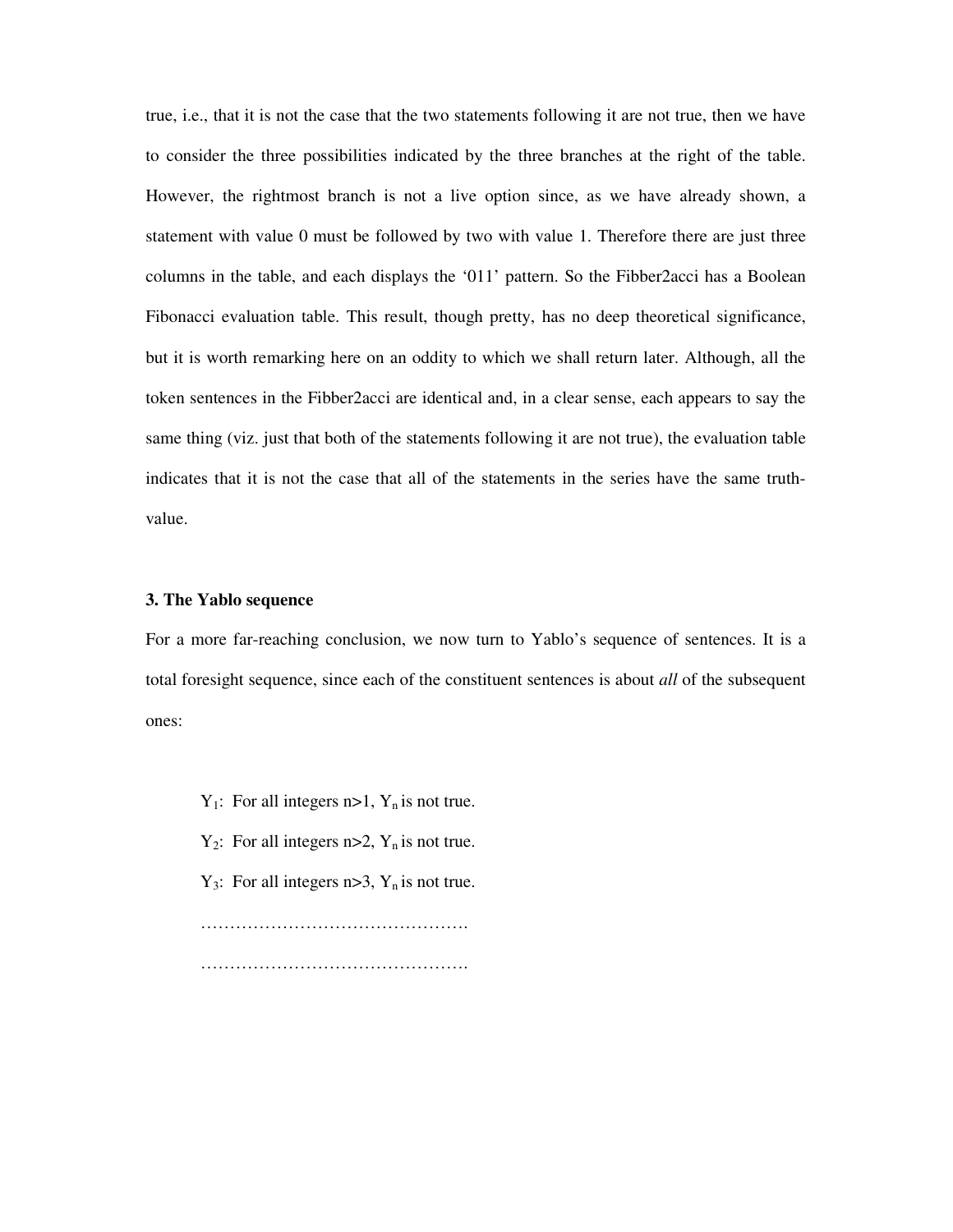true, i.e., that it is not the case that the two statements following it are not true, then we have to consider the three possibilities indicated by the three branches at the right of the table. However, the rightmost branch is not a live option since, as we have already shown, a statement with value 0 must be followed by two with value 1. Therefore there are just three columns in the table, and each displays the ‘011’ pattern. So the Fibber2acci has a Boolean Fibonacci evaluation table. This result, though pretty, has no deep theoretical significance, but it is worth remarking here on an oddity to which we shall return later. Although, all the token sentences in the Fibber2acci are identical and, in a clear sense, each appears to say the same thing (viz. just that both of the statements following it are not true), the evaluation table indicates that it is not the case that all of the statements in the series have the same truth-value.

### 3. The Yablo sequence

For a more far-reaching conclusion, we now turn to Yablo’s sequence of sentences. It is a total foresight sequence, since each of the constituent sentences is about *all* of the subsequent ones:

$Y_1$: For all integers n>1, $Y_n$ is not true.

$Y_2$: For all integers n>2, $Y_n$ is not true.

$Y_3$: For all integers n>3, $Y_n$ is not true.

……………………………………….

……………………………………….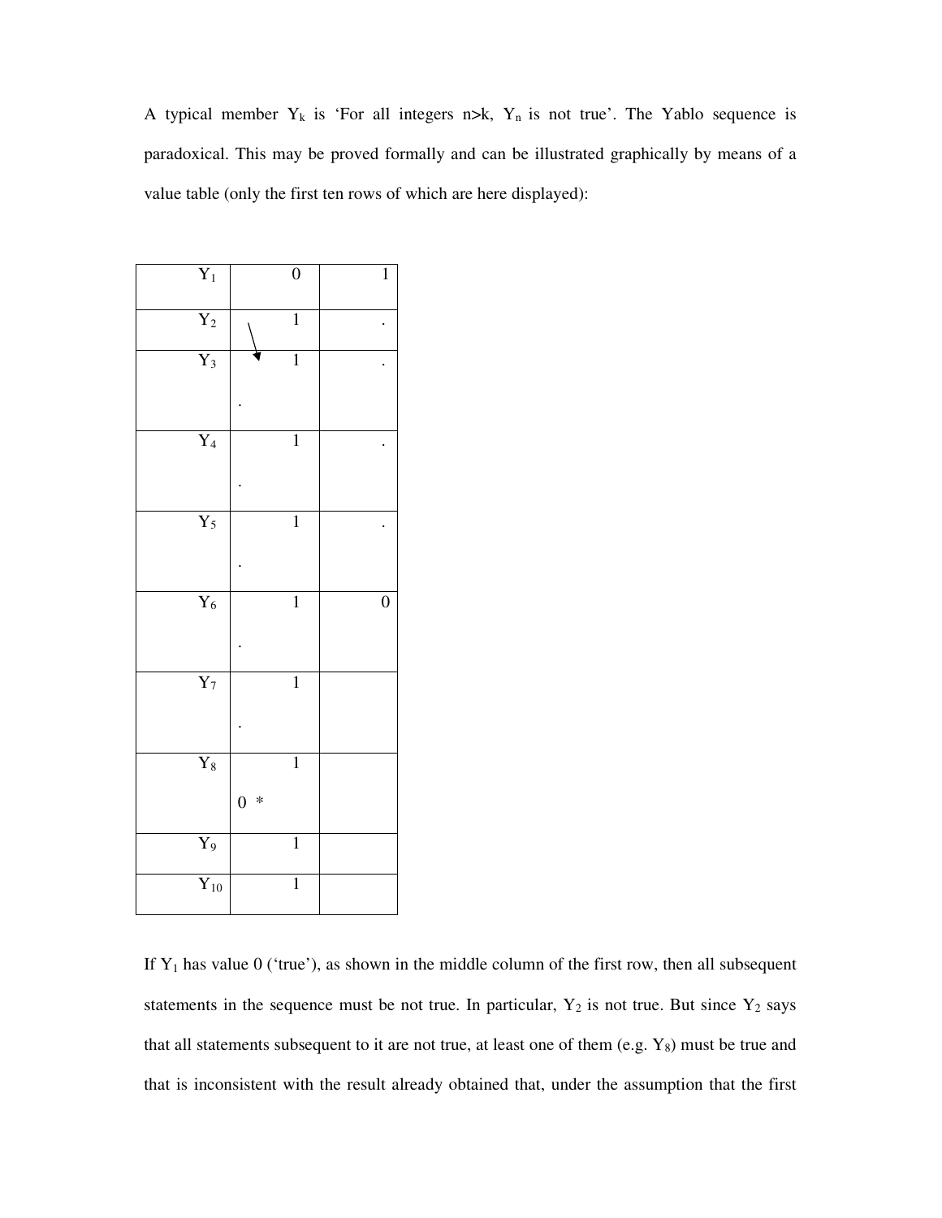A typical member $Y_k$ is 'For all integers n>k, $Y_n$ is not true'. The Yablo sequence is paradoxical. This may be proved formally and can be illustrated graphically by means of a value table (only the first ten rows of which are here displayed):

| | | |
|---|---|---|
| $Y_1$ | 0 | 1 |
| $Y_2$ | ↘ 1 | . |
| $Y_3$ | 1 . | . |
| $Y_4$ | 1 . | . |
| $Y_5$ | 1 . | . |
| $Y_6$ | 1 . | 0 |
| $Y_7$ | 1 . | |
| $Y_8$ | 1 0 * | |
| $Y_9$ | 1 | |
| $Y_{10}$ | 1 | |

If $Y_1$ has value 0 ('true'), as shown in the middle column of the first row, then all subsequent statements in the sequence must be not true. In particular, $Y_2$ is not true. But since $Y_2$ says that all statements subsequent to it are not true, at least one of them (e.g. $Y_8$) must be true and that is inconsistent with the result already obtained that, under the assumption that the first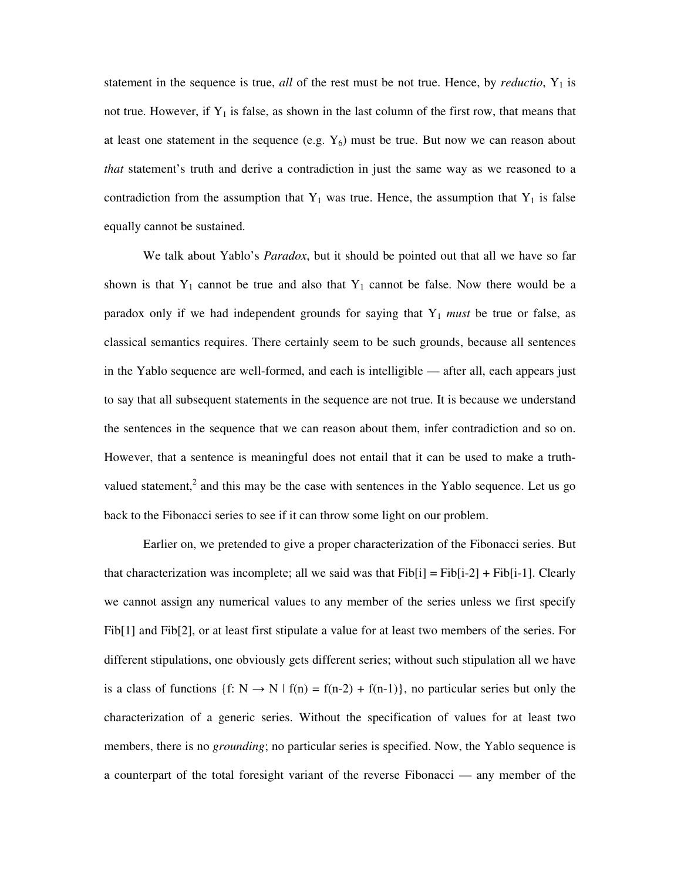statement in the sequence is true, *all* of the rest must be not true. Hence, by *reductio*, $Y_1$ is not true. However, if $Y_1$ is false, as shown in the last column of the first row, that means that at least one statement in the sequence (e.g. $Y_6$) must be true. But now we can reason about *that* statement's truth and derive a contradiction in just the same way as we reasoned to a contradiction from the assumption that $Y_1$ was true. Hence, the assumption that $Y_1$ is false equally cannot be sustained.

We talk about Yablo's *Paradox*, but it should be pointed out that all we have so far shown is that $Y_1$ cannot be true and also that $Y_1$ cannot be false. Now there would be a paradox only if we had independent grounds for saying that $Y_1$ *must* be true or false, as classical semantics requires. There certainly seem to be such grounds, because all sentences in the Yablo sequence are well-formed, and each is intelligible — after all, each appears just to say that all subsequent statements in the sequence are not true. It is because we understand the sentences in the sequence that we can reason about them, infer contradiction and so on. However, that a sentence is meaningful does not entail that it can be used to make a truth-valued statement,[2] and this may be the case with sentences in the Yablo sequence. Let us go back to the Fibonacci series to see if it can throw some light on our problem.

Earlier on, we pretended to give a proper characterization of the Fibonacci series. But that characterization was incomplete; all we said was that Fib[i] = Fib[i-2] + Fib[i-1]. Clearly we cannot assign any numerical values to any member of the series unless we first specify Fib[1] and Fib[2], or at least first stipulate a value for at least two members of the series. For different stipulations, one obviously gets different series; without such stipulation all we have is a class of functions $\{f: N \rightarrow N \mid f(n) = f(n\text{-}2) + f(n\text{-}1)\}$, no particular series but only the characterization of a generic series. Without the specification of values for at least two members, there is no *grounding*; no particular series is specified. Now, the Yablo sequence is a counterpart of the total foresight variant of the reverse Fibonacci — any member of the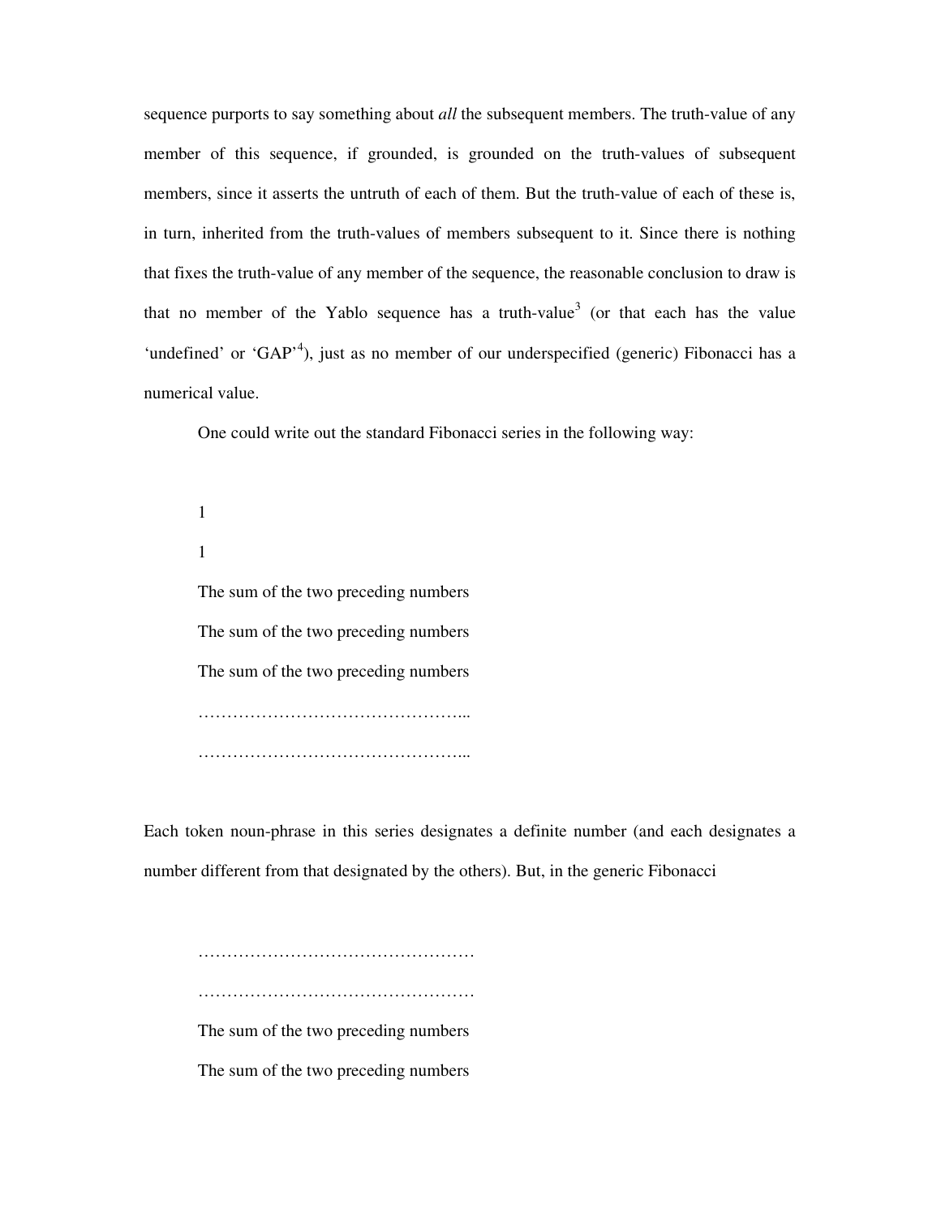sequence purports to say something about *all* the subsequent members. The truth-value of any member of this sequence, if grounded, is grounded on the truth-values of subsequent members, since it asserts the untruth of each of them. But the truth-value of each of these is, in turn, inherited from the truth-values of members subsequent to it. Since there is nothing that fixes the truth-value of any member of the sequence, the reasonable conclusion to draw is that no member of the Yablo sequence has a truth-value[3] (or that each has the value 'undefined' or 'GAP'[4]), just as no member of our underspecified (generic) Fibonacci has a numerical value.

One could write out the standard Fibonacci series in the following way:

1

1

The sum of the two preceding numbers

The sum of the two preceding numbers

The sum of the two preceding numbers

……………………………………...

……………………………………...

Each token noun-phrase in this series designates a definite number (and each designates a number different from that designated by the others). But, in the generic Fibonacci

…………………………………………

…………………………………………

The sum of the two preceding numbers

The sum of the two preceding numbers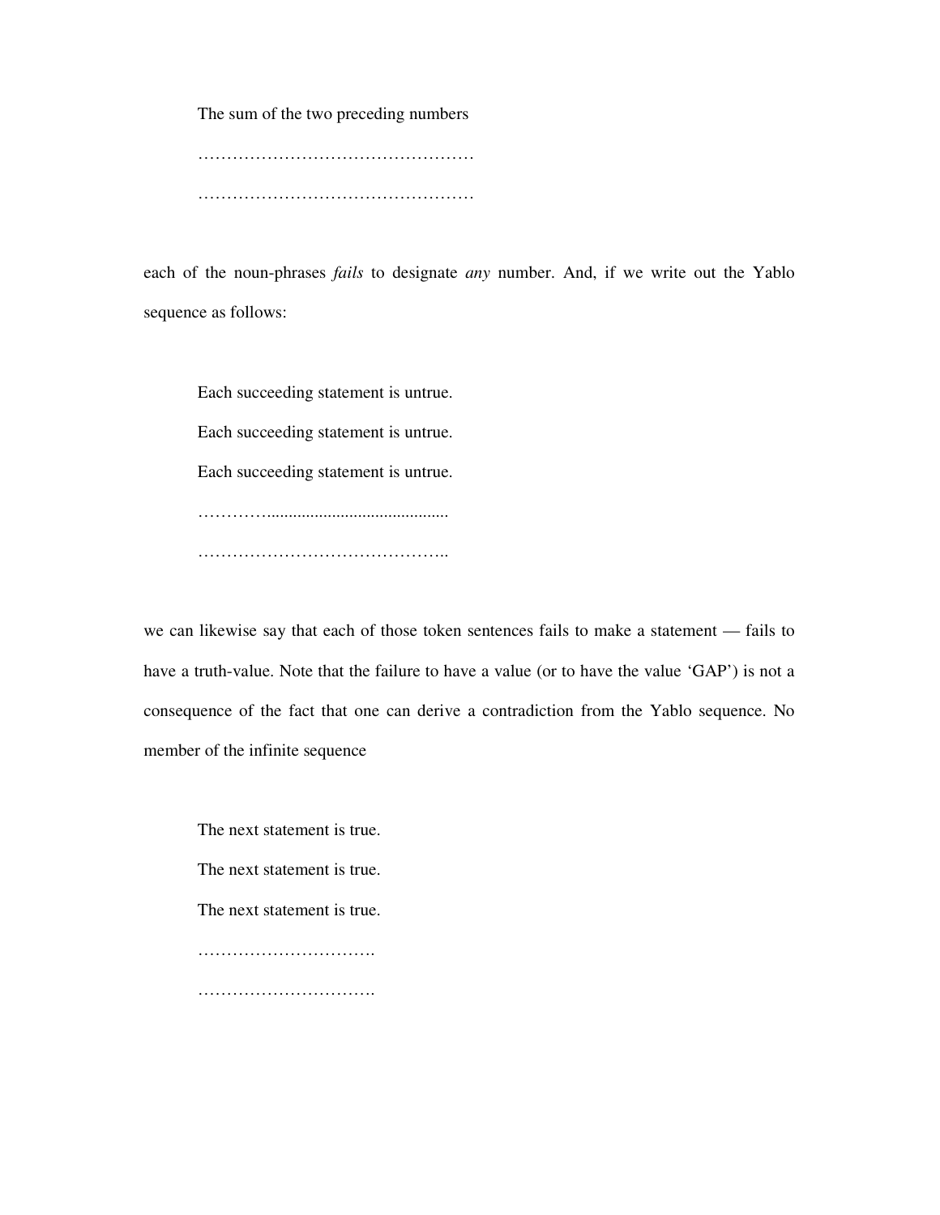The sum of the two preceding numbers

…………………………………………

…………………………………………

each of the noun-phrases *fails* to designate *any* number. And, if we write out the Yablo sequence as follows:

Each succeeding statement is untrue.

Each succeeding statement is untrue.

Each succeeding statement is untrue.

…………..........................................

……………………………………..

we can likewise say that each of those token sentences fails to make a statement — fails to have a truth-value. Note that the failure to have a value (or to have the value 'GAP') is not a consequence of the fact that one can derive a contradiction from the Yablo sequence. No member of the infinite sequence

The next statement is true.

The next statement is true.

The next statement is true.

………………………….

………………………….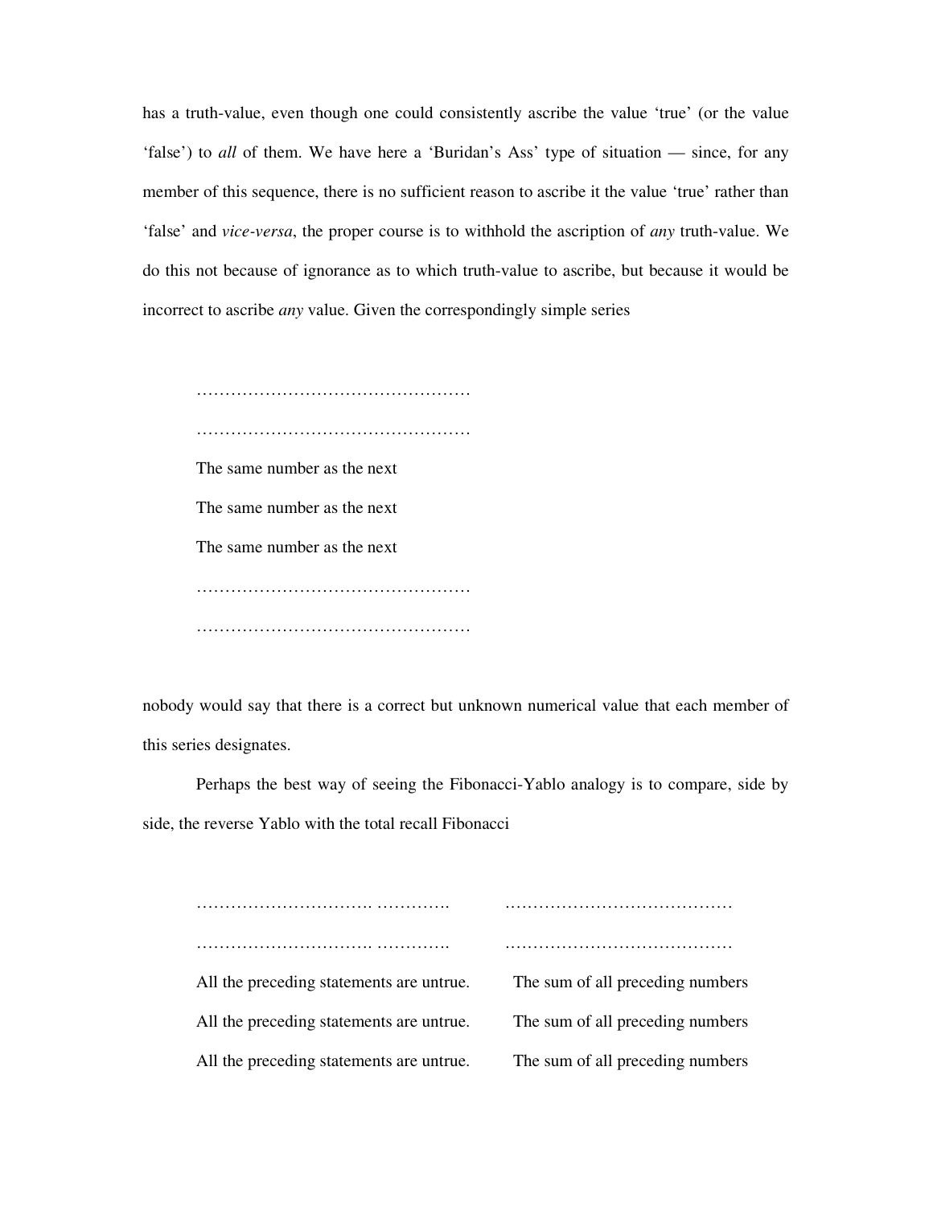has a truth-value, even though one could consistently ascribe the value 'true' (or the value 'false') to *all* of them. We have here a 'Buridan's Ass' type of situation — since, for any member of this sequence, there is no sufficient reason to ascribe it the value 'true' rather than 'false' and *vice-versa*, the proper course is to withhold the ascription of *any* truth-value. We do this not because of ignorance as to which truth-value to ascribe, but because it would be incorrect to ascribe *any* value. Given the correspondingly simple series

> …………………………………………
>
> …………………………………………
>
> The same number as the next
>
> The same number as the next
>
> The same number as the next
>
> …………………………………………
>
> …………………………………………

nobody would say that there is a correct but unknown numerical value that each member of this series designates.

Perhaps the best way of seeing the Fibonacci-Yablo analogy is to compare, side by side, the reverse Yablo with the total recall Fibonacci

| | |
|---|---|
| ………………………… …………. | ………………………………… |
| ………………………… …………. | ………………………………… |
| All the preceding statements are untrue. | The sum of all preceding numbers |
| All the preceding statements are untrue. | The sum of all preceding numbers |
| All the preceding statements are untrue. | The sum of all preceding numbers |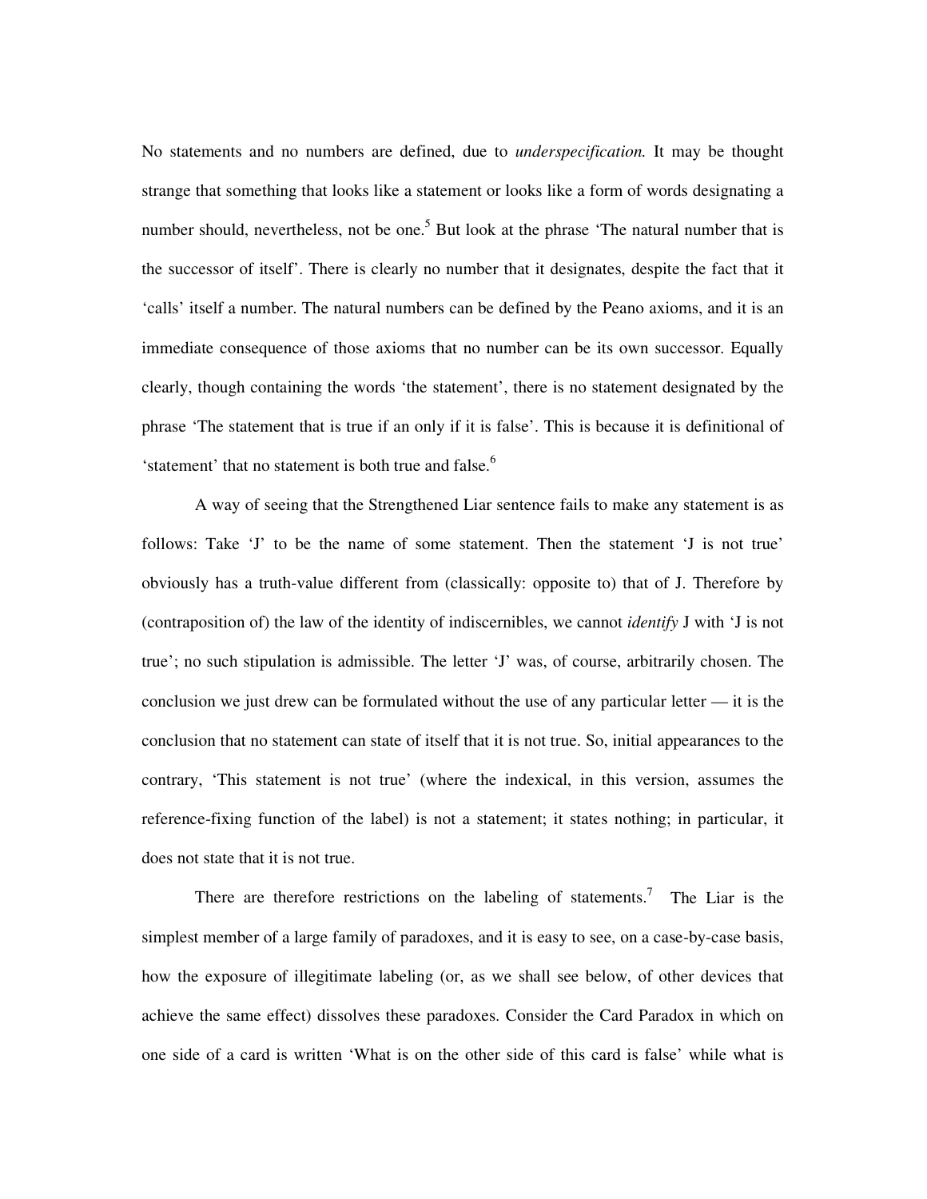No statements and no numbers are defined, due to *underspecification.* It may be thought strange that something that looks like a statement or looks like a form of words designating a number should, nevertheless, not be one.[5] But look at the phrase 'The natural number that is the successor of itself'. There is clearly no number that it designates, despite the fact that it 'calls' itself a number. The natural numbers can be defined by the Peano axioms, and it is an immediate consequence of those axioms that no number can be its own successor. Equally clearly, though containing the words 'the statement', there is no statement designated by the phrase 'The statement that is true if an only if it is false'. This is because it is definitional of 'statement' that no statement is both true and false.[6]

A way of seeing that the Strengthened Liar sentence fails to make any statement is as follows: Take 'J' to be the name of some statement. Then the statement 'J is not true' obviously has a truth-value different from (classically: opposite to) that of J. Therefore by (contraposition of) the law of the identity of indiscernibles, we cannot *identify* J with 'J is not true'; no such stipulation is admissible. The letter 'J' was, of course, arbitrarily chosen. The conclusion we just drew can be formulated without the use of any particular letter — it is the conclusion that no statement can state of itself that it is not true. So, initial appearances to the contrary, 'This statement is not true' (where the indexical, in this version, assumes the reference-fixing function of the label) is not a statement; it states nothing; in particular, it does not state that it is not true.

There are therefore restrictions on the labeling of statements.[7] The Liar is the simplest member of a large family of paradoxes, and it is easy to see, on a case-by-case basis, how the exposure of illegitimate labeling (or, as we shall see below, of other devices that achieve the same effect) dissolves these paradoxes. Consider the Card Paradox in which on one side of a card is written 'What is on the other side of this card is false' while what is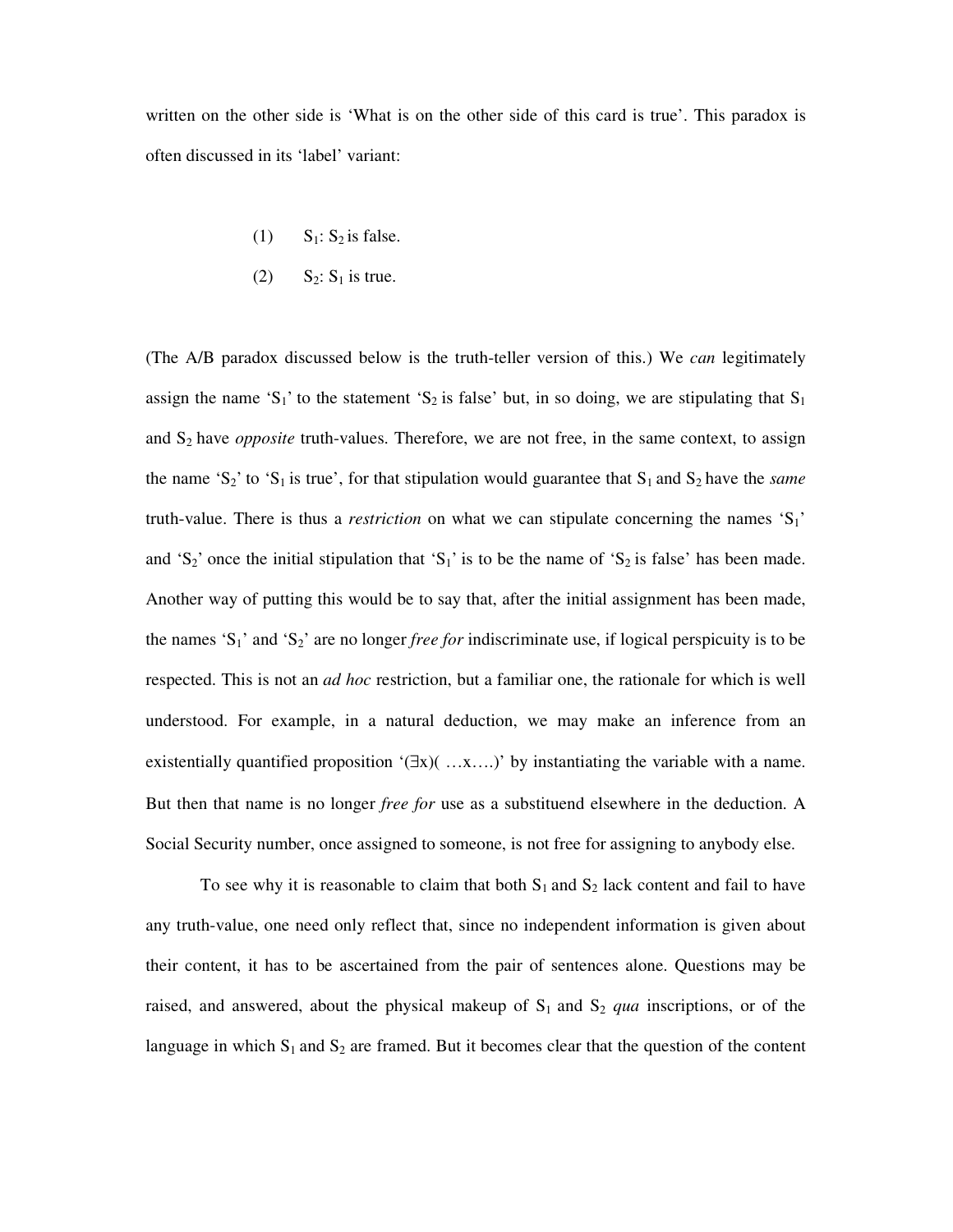written on the other side is ‘What is on the other side of this card is true’. This paradox is often discussed in its ‘label’ variant:

(1) $S_1$: $S_2$ is false.

(2) $S_2$: $S_1$ is true.

(The A/B paradox discussed below is the truth-teller version of this.) We *can* legitimately assign the name ‘$S_1$’ to the statement ‘$S_2$ is false’ but, in so doing, we are stipulating that $S_1$ and $S_2$ have *opposite* truth-values. Therefore, we are not free, in the same context, to assign the name ‘$S_2$’ to ‘$S_1$ is true’, for that stipulation would guarantee that $S_1$ and $S_2$ have the *same* truth-value. There is thus a *restriction* on what we can stipulate concerning the names ‘$S_1$’ and ‘$S_2$’ once the initial stipulation that ‘$S_1$’ is to be the name of ‘$S_2$ is false’ has been made. Another way of putting this would be to say that, after the initial assignment has been made, the names ‘$S_1$’ and ‘$S_2$’ are no longer *free for* indiscriminate use, if logical perspicuity is to be respected. This is not an *ad hoc* restriction, but a familiar one, the rationale for which is well understood. For example, in a natural deduction, we may make an inference from an existentially quantified proposition ‘$(\exists x)( \ldots x \ldots .)$’ by instantiating the variable with a name. But then that name is no longer *free for* use as a substituend elsewhere in the deduction. A Social Security number, once assigned to someone, is not free for assigning to anybody else.

To see why it is reasonable to claim that both $S_1$ and $S_2$ lack content and fail to have any truth-value, one need only reflect that, since no independent information is given about their content, it has to be ascertained from the pair of sentences alone. Questions may be raised, and answered, about the physical makeup of $S_1$ and $S_2$ *qua* inscriptions, or of the language in which $S_1$ and $S_2$ are framed. But it becomes clear that the question of the content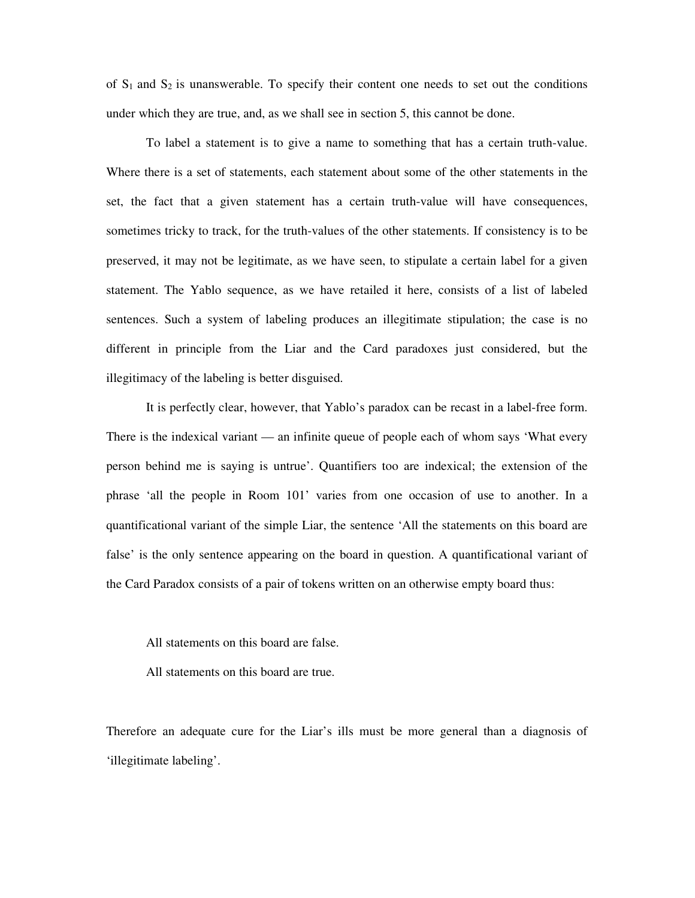of $S_1$ and $S_2$ is unanswerable. To specify their content one needs to set out the conditions under which they are true, and, as we shall see in section 5, this cannot be done.

To label a statement is to give a name to something that has a certain truth-value. Where there is a set of statements, each statement about some of the other statements in the set, the fact that a given statement has a certain truth-value will have consequences, sometimes tricky to track, for the truth-values of the other statements. If consistency is to be preserved, it may not be legitimate, as we have seen, to stipulate a certain label for a given statement. The Yablo sequence, as we have retailed it here, consists of a list of labeled sentences. Such a system of labeling produces an illegitimate stipulation; the case is no different in principle from the Liar and the Card paradoxes just considered, but the illegitimacy of the labeling is better disguised.

It is perfectly clear, however, that Yablo's paradox can be recast in a label-free form. There is the indexical variant — an infinite queue of people each of whom says 'What every person behind me is saying is untrue'. Quantifiers too are indexical; the extension of the phrase 'all the people in Room 101' varies from one occasion of use to another. In a quantificational variant of the simple Liar, the sentence 'All the statements on this board are false' is the only sentence appearing on the board in question. A quantificational variant of the Card Paradox consists of a pair of tokens written on an otherwise empty board thus:

All statements on this board are false.

All statements on this board are true.

Therefore an adequate cure for the Liar's ills must be more general than a diagnosis of 'illegitimate labeling'.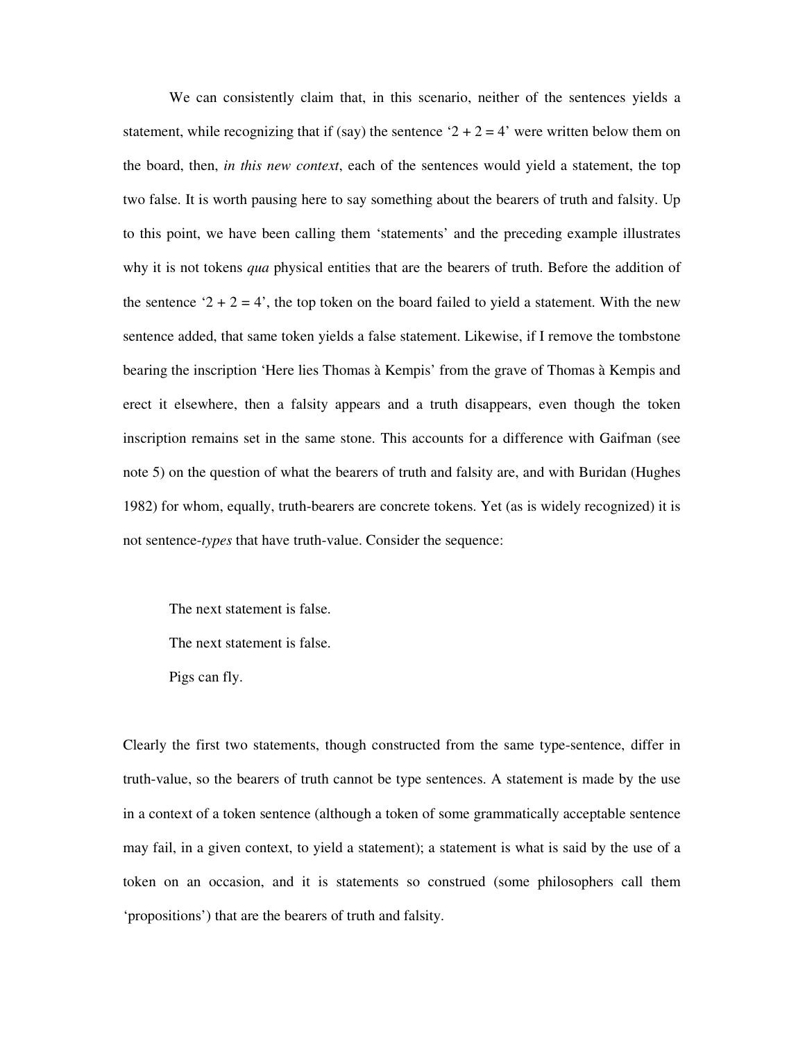We can consistently claim that, in this scenario, neither of the sentences yields a statement, while recognizing that if (say) the sentence '2 + 2 = 4' were written below them on the board, then, *in this new context*, each of the sentences would yield a statement, the top two false. It is worth pausing here to say something about the bearers of truth and falsity. Up to this point, we have been calling them 'statements' and the preceding example illustrates why it is not tokens *qua* physical entities that are the bearers of truth. Before the addition of the sentence '2 + 2 = 4', the top token on the board failed to yield a statement. With the new sentence added, that same token yields a false statement. Likewise, if I remove the tombstone bearing the inscription 'Here lies Thomas à Kempis' from the grave of Thomas à Kempis and erect it elsewhere, then a falsity appears and a truth disappears, even though the token inscription remains set in the same stone. This accounts for a difference with Gaifman (see note 5) on the question of what the bearers of truth and falsity are, and with Buridan (Hughes 1982) for whom, equally, truth-bearers are concrete tokens. Yet (as is widely recognized) it is not sentence-*types* that have truth-value. Consider the sequence:

> The next statement is false.
>
> The next statement is false.
>
> Pigs can fly.

Clearly the first two statements, though constructed from the same type-sentence, differ in truth-value, so the bearers of truth cannot be type sentences. A statement is made by the use in a context of a token sentence (although a token of some grammatically acceptable sentence may fail, in a given context, to yield a statement); a statement is what is said by the use of a token on an occasion, and it is statements so construed (some philosophers call them 'propositions') that are the bearers of truth and falsity.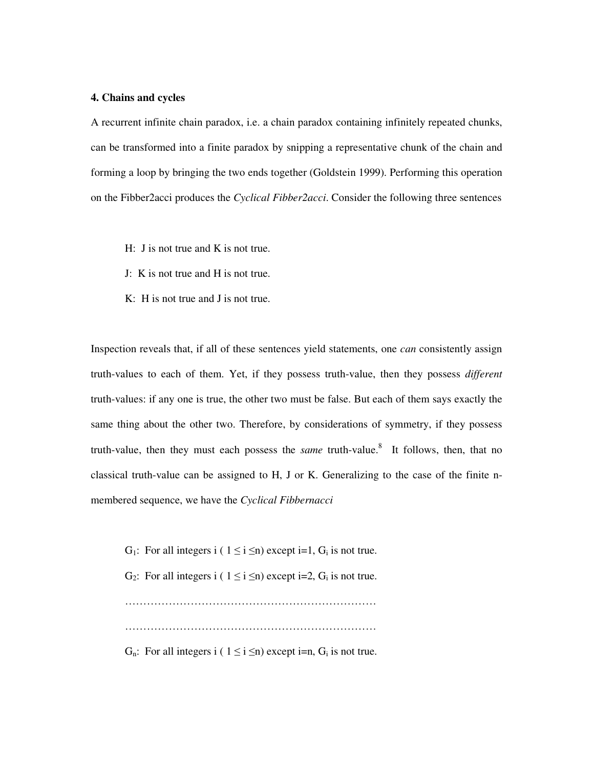**4. Chains and cycles**

A recurrent infinite chain paradox, i.e. a chain paradox containing infinitely repeated chunks, can be transformed into a finite paradox by snipping a representative chunk of the chain and forming a loop by bringing the two ends together (Goldstein 1999). Performing this operation on the Fibber2acci produces the *Cyclical Fibber2acci*. Consider the following three sentences

> H: J is not true and K is not true.
>
> J: K is not true and H is not true.
>
> K: H is not true and J is not true.

Inspection reveals that, if all of these sentences yield statements, one *can* consistently assign truth-values to each of them. Yet, if they possess truth-value, then they possess *different* truth-values: if any one is true, the other two must be false. But each of them says exactly the same thing about the other two. Therefore, by considerations of symmetry, if they possess truth-value, then they must each possess the *same* truth-value.[8] It follows, then, that no classical truth-value can be assigned to H, J or K. Generalizing to the case of the finite n-membered sequence, we have the *Cyclical Fibbernacci*

> $G_1$: For all integers i ( $1 \leq i \leq n$) except i=1, $G_i$ is not true.
>
> $G_2$: For all integers i ( $1 \leq i \leq n$) except i=2, $G_i$ is not true.
>
> ……………………………………………………………
>
> ……………………………………………………………
>
> $G_n$: For all integers i ( $1 \leq i \leq n$) except i=n, $G_i$ is not true.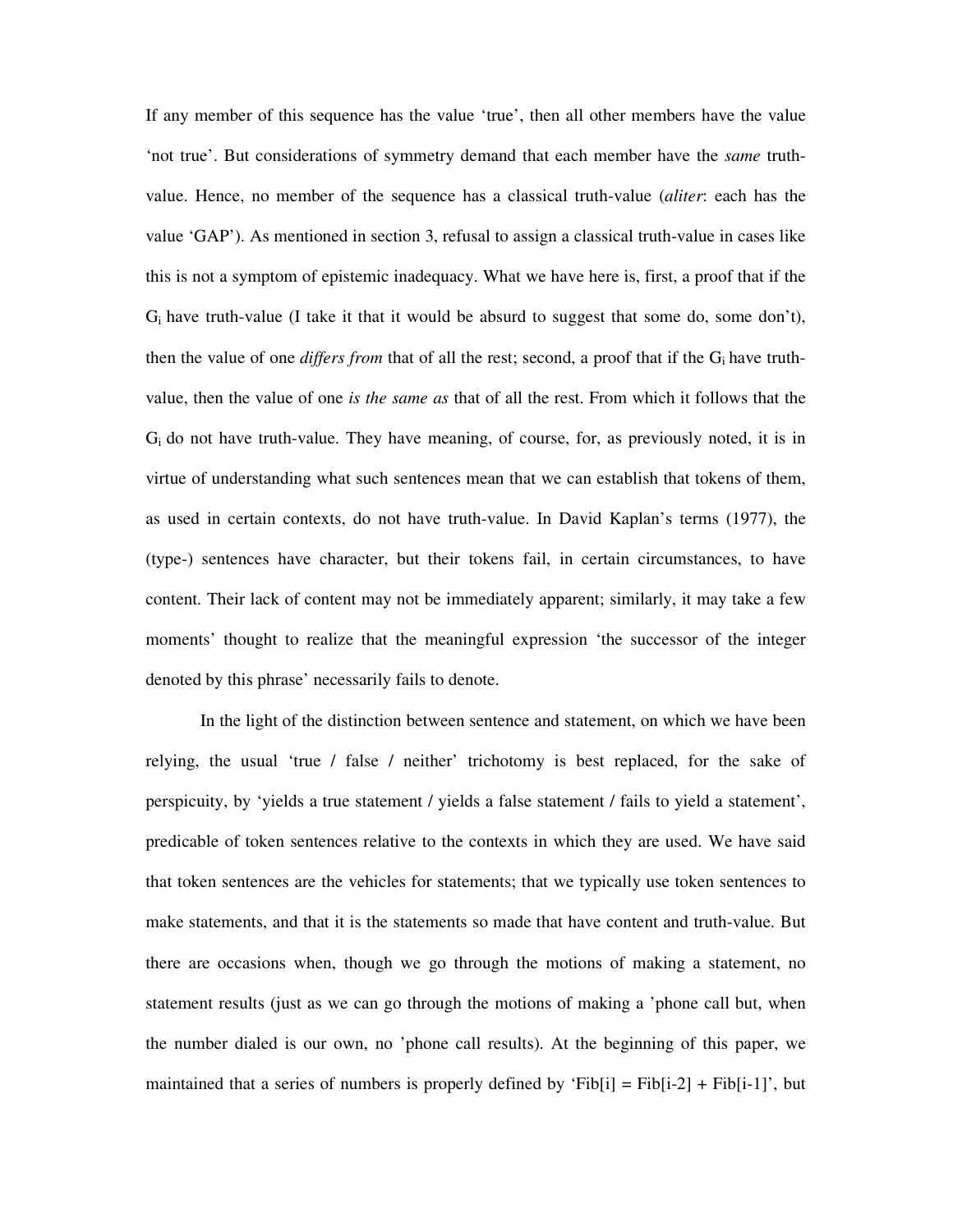If any member of this sequence has the value 'true', then all other members have the value 'not true'. But considerations of symmetry demand that each member have the *same* truth-value. Hence, no member of the sequence has a classical truth-value (*aliter*: each has the value 'GAP'). As mentioned in section 3, refusal to assign a classical truth-value in cases like this is not a symptom of epistemic inadequacy. What we have here is, first, a proof that if the $G_i$ have truth-value (I take it that it would be absurd to suggest that some do, some don't), then the value of one *differs from* that of all the rest; second, a proof that if the $G_i$ have truth-value, then the value of one *is the same as* that of all the rest. From which it follows that the $G_i$ do not have truth-value. They have meaning, of course, for, as previously noted, it is in virtue of understanding what such sentences mean that we can establish that tokens of them, as used in certain contexts, do not have truth-value. In David Kaplan's terms (1977), the (type-) sentences have character, but their tokens fail, in certain circumstances, to have content. Their lack of content may not be immediately apparent; similarly, it may take a few moments' thought to realize that the meaningful expression 'the successor of the integer denoted by this phrase' necessarily fails to denote.

In the light of the distinction between sentence and statement, on which we have been relying, the usual 'true / false / neither' trichotomy is best replaced, for the sake of perspicuity, by 'yields a true statement / yields a false statement / fails to yield a statement', predicable of token sentences relative to the contexts in which they are used. We have said that token sentences are the vehicles for statements; that we typically use token sentences to make statements, and that it is the statements so made that have content and truth-value. But there are occasions when, though we go through the motions of making a statement, no statement results (just as we can go through the motions of making a 'phone call but, when the number dialed is our own, no 'phone call results). At the beginning of this paper, we maintained that a series of numbers is properly defined by 'Fib[i] = Fib[i-2] + Fib[i-1]', but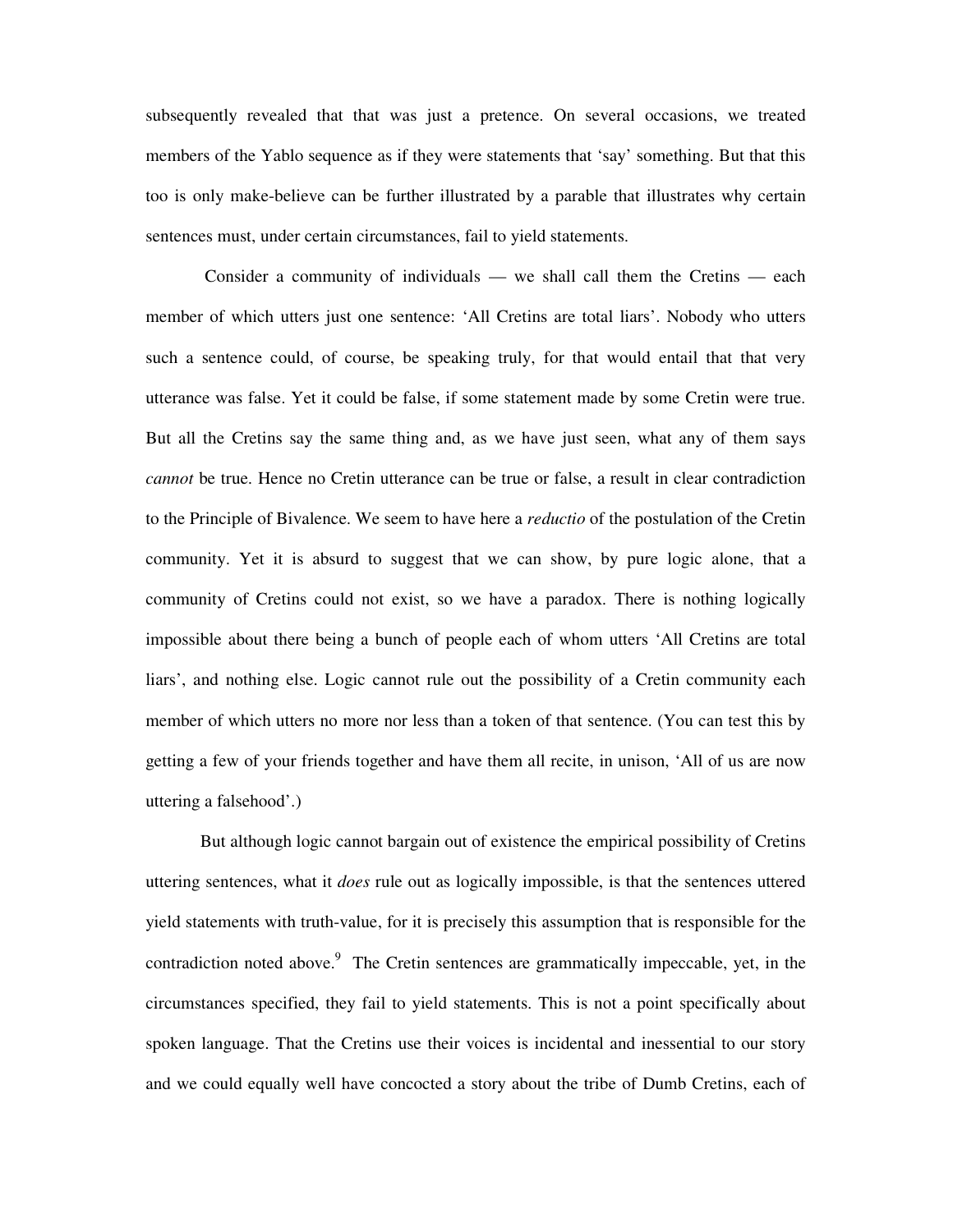subsequently revealed that that was just a pretence. On several occasions, we treated members of the Yablo sequence as if they were statements that 'say' something. But that this too is only make-believe can be further illustrated by a parable that illustrates why certain sentences must, under certain circumstances, fail to yield statements.

Consider a community of individuals — we shall call them the Cretins — each member of which utters just one sentence: 'All Cretins are total liars'. Nobody who utters such a sentence could, of course, be speaking truly, for that would entail that that very utterance was false. Yet it could be false, if some statement made by some Cretin were true. But all the Cretins say the same thing and, as we have just seen, what any of them says *cannot* be true. Hence no Cretin utterance can be true or false, a result in clear contradiction to the Principle of Bivalence. We seem to have here a *reductio* of the postulation of the Cretin community. Yet it is absurd to suggest that we can show, by pure logic alone, that a community of Cretins could not exist, so we have a paradox. There is nothing logically impossible about there being a bunch of people each of whom utters 'All Cretins are total liars', and nothing else. Logic cannot rule out the possibility of a Cretin community each member of which utters no more nor less than a token of that sentence. (You can test this by getting a few of your friends together and have them all recite, in unison, 'All of us are now uttering a falsehood'.)

But although logic cannot bargain out of existence the empirical possibility of Cretins uttering sentences, what it *does* rule out as logically impossible, is that the sentences uttered yield statements with truth-value, for it is precisely this assumption that is responsible for the contradiction noted above.[9] The Cretin sentences are grammatically impeccable, yet, in the circumstances specified, they fail to yield statements. This is not a point specifically about spoken language. That the Cretins use their voices is incidental and inessential to our story and we could equally well have concocted a story about the tribe of Dumb Cretins, each of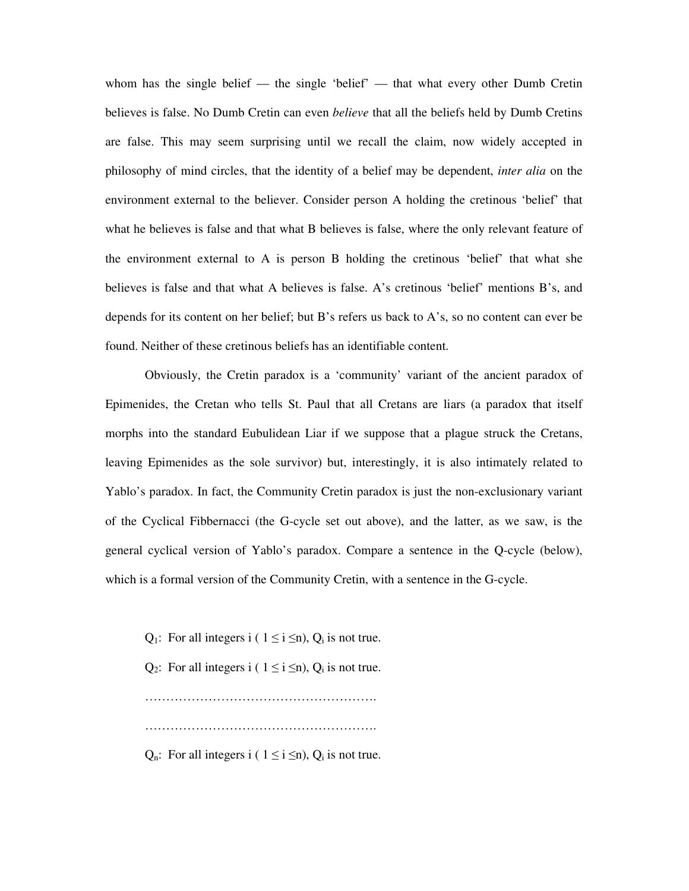whom has the single belief — the single 'belief' — that what every other Dumb Cretin believes is false. No Dumb Cretin can even *believe* that all the beliefs held by Dumb Cretins are false. This may seem surprising until we recall the claim, now widely accepted in philosophy of mind circles, that the identity of a belief may be dependent, *inter alia* on the environment external to the believer. Consider person A holding the cretinous 'belief' that what he believes is false and that what B believes is false, where the only relevant feature of the environment external to A is person B holding the cretinous 'belief' that what she believes is false and that what A believes is false. A's cretinous 'belief' mentions B's, and depends for its content on her belief; but B's refers us back to A's, so no content can ever be found. Neither of these cretinous beliefs has an identifiable content.

Obviously, the Cretin paradox is a 'community' variant of the ancient paradox of Epimenides, the Cretan who tells St. Paul that all Cretans are liars (a paradox that itself morphs into the standard Eubulidean Liar if we suppose that a plague struck the Cretans, leaving Epimenides as the sole survivor) but, interestingly, it is also intimately related to Yablo's paradox. In fact, the Community Cretin paradox is just the non-exclusionary variant of the Cyclical Fibbernacci (the G-cycle set out above), and the latter, as we saw, is the general cyclical version of Yablo's paradox. Compare a sentence in the Q-cycle (below), which is a formal version of the Community Cretin, with a sentence in the G-cycle.

$Q_1$: For all integers i ( $1 \leq i \leq n$), $Q_i$ is not true.

$Q_2$: For all integers i ( $1 \leq i \leq n$), $Q_i$ is not true.

……………………………………………….

……………………………………………….

$Q_n$: For all integers i ( $1 \leq i \leq n$), $Q_i$ is not true.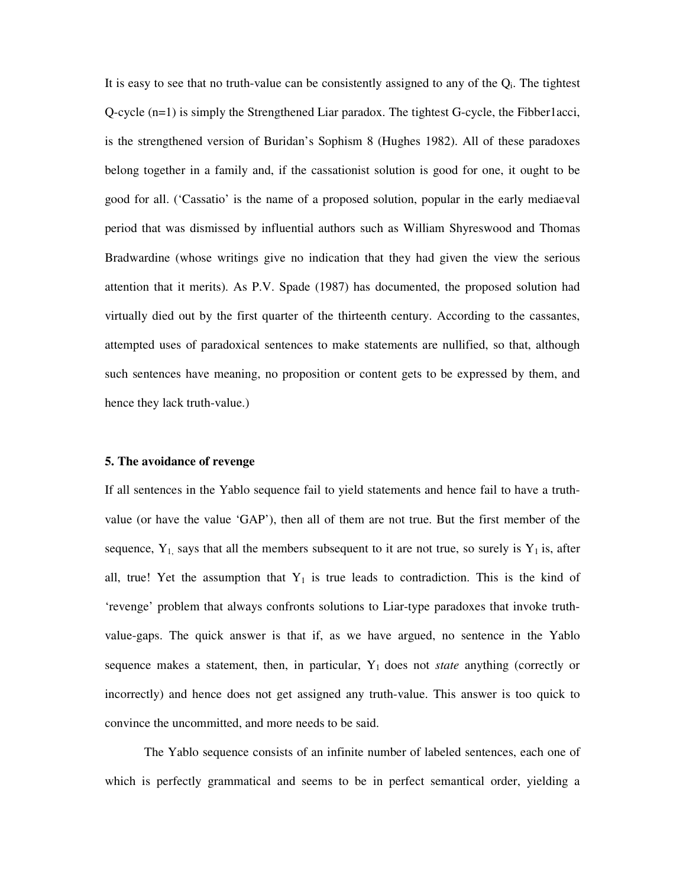It is easy to see that no truth-value can be consistently assigned to any of the $Q_i$. The tightest Q-cycle (n=1) is simply the Strengthened Liar paradox. The tightest G-cycle, the Fibber1acci, is the strengthened version of Buridan's Sophism 8 (Hughes 1982). All of these paradoxes belong together in a family and, if the cassationist solution is good for one, it ought to be good for all. ('Cassatio' is the name of a proposed solution, popular in the early mediaeval period that was dismissed by influential authors such as William Shyreswood and Thomas Bradwardine (whose writings give no indication that they had given the view the serious attention that it merits). As P.V. Spade (1987) has documented, the proposed solution had virtually died out by the first quarter of the thirteenth century. According to the cassantes, attempted uses of paradoxical sentences to make statements are nullified, so that, although such sentences have meaning, no proposition or content gets to be expressed by them, and hence they lack truth-value.)

## 5. The avoidance of revenge

If all sentences in the Yablo sequence fail to yield statements and hence fail to have a truth-value (or have the value 'GAP'), then all of them are not true. But the first member of the sequence, $Y_1$, says that all the members subsequent to it are not true, so surely is $Y_1$ is, after all, true! Yet the assumption that $Y_1$ is true leads to contradiction. This is the kind of 'revenge' problem that always confronts solutions to Liar-type paradoxes that invoke truth-value-gaps. The quick answer is that if, as we have argued, no sentence in the Yablo sequence makes a statement, then, in particular, $Y_1$ does not *state* anything (correctly or incorrectly) and hence does not get assigned any truth-value. This answer is too quick to convince the uncommitted, and more needs to be said.

The Yablo sequence consists of an infinite number of labeled sentences, each one of which is perfectly grammatical and seems to be in perfect semantical order, yielding a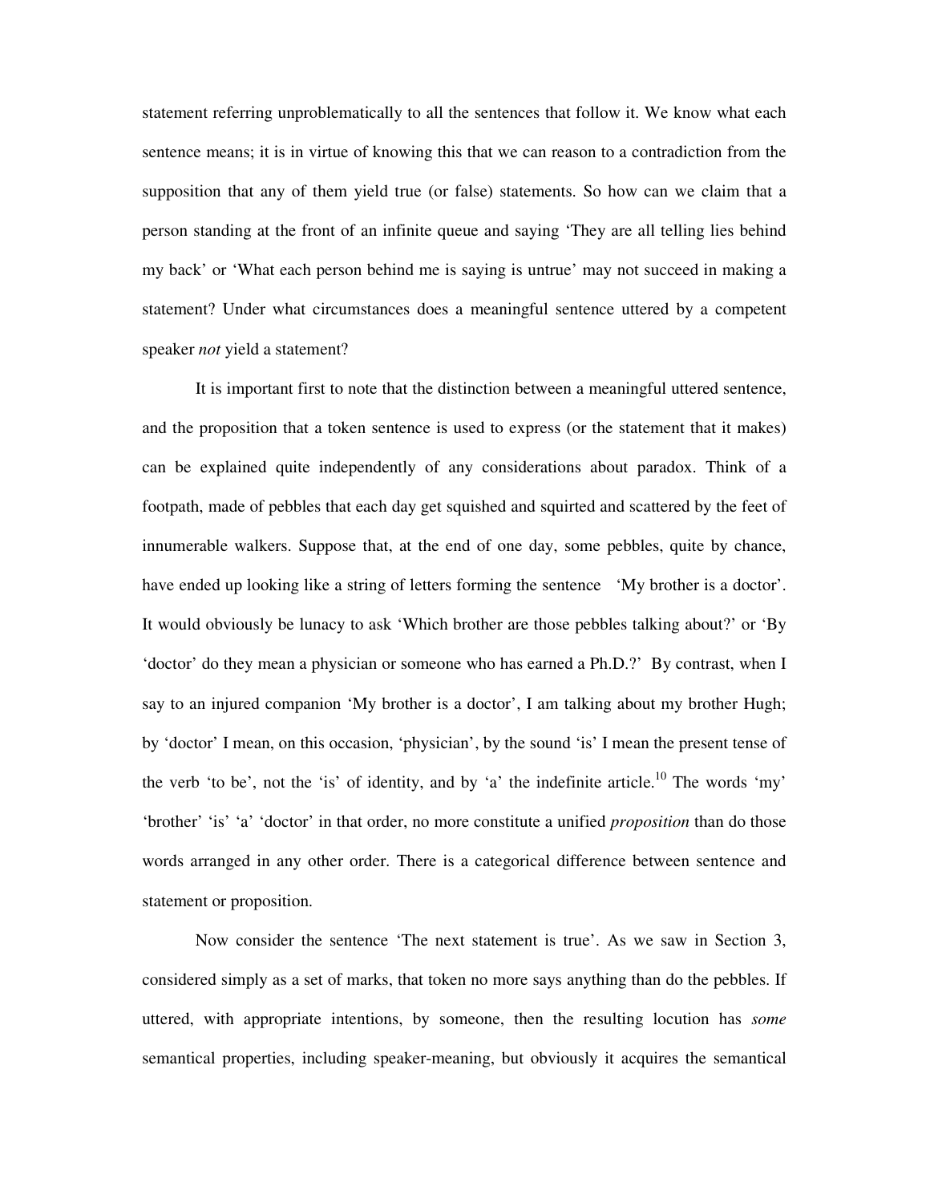statement referring unproblematically to all the sentences that follow it. We know what each sentence means; it is in virtue of knowing this that we can reason to a contradiction from the supposition that any of them yield true (or false) statements. So how can we claim that a person standing at the front of an infinite queue and saying 'They are all telling lies behind my back' or 'What each person behind me is saying is untrue' may not succeed in making a statement? Under what circumstances does a meaningful sentence uttered by a competent speaker *not* yield a statement?

It is important first to note that the distinction between a meaningful uttered sentence, and the proposition that a token sentence is used to express (or the statement that it makes) can be explained quite independently of any considerations about paradox. Think of a footpath, made of pebbles that each day get squished and squirted and scattered by the feet of innumerable walkers. Suppose that, at the end of one day, some pebbles, quite by chance, have ended up looking like a string of letters forming the sentence 'My brother is a doctor'. It would obviously be lunacy to ask 'Which brother are those pebbles talking about?' or 'By 'doctor' do they mean a physician or someone who has earned a Ph.D.?' By contrast, when I say to an injured companion 'My brother is a doctor', I am talking about my brother Hugh; by 'doctor' I mean, on this occasion, 'physician', by the sound 'is' I mean the present tense of the verb 'to be', not the 'is' of identity, and by 'a' the indefinite article.[10] The words 'my' 'brother' 'is' 'a' 'doctor' in that order, no more constitute a unified *proposition* than do those words arranged in any other order. There is a categorical difference between sentence and statement or proposition.

Now consider the sentence 'The next statement is true'. As we saw in Section 3, considered simply as a set of marks, that token no more says anything than do the pebbles. If uttered, with appropriate intentions, by someone, then the resulting locution has *some* semantical properties, including speaker-meaning, but obviously it acquires the semantical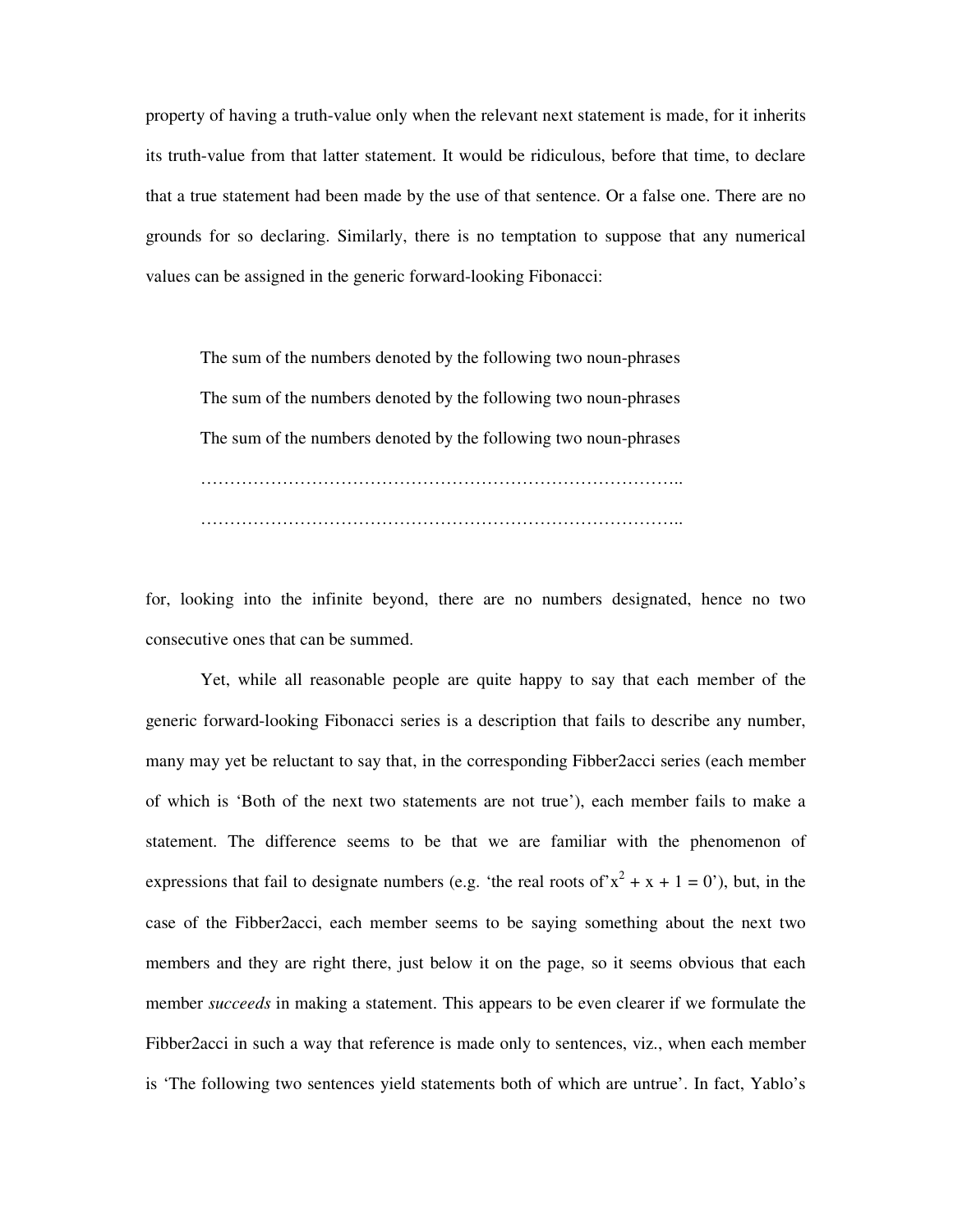property of having a truth-value only when the relevant next statement is made, for it inherits its truth-value from that latter statement. It would be ridiculous, before that time, to declare that a true statement had been made by the use of that sentence. Or a false one. There are no grounds for so declaring. Similarly, there is no temptation to suppose that any numerical values can be assigned in the generic forward-looking Fibonacci:

> The sum of the numbers denoted by the following two noun-phrases
>
> The sum of the numbers denoted by the following two noun-phrases
>
> The sum of the numbers denoted by the following two noun-phrases
>
> ………………………………………………………………………..
>
> ………………………………………………………………………..

for, looking into the infinite beyond, there are no numbers designated, hence no two consecutive ones that can be summed.

Yet, while all reasonable people are quite happy to say that each member of the generic forward-looking Fibonacci series is a description that fails to describe any number, many may yet be reluctant to say that, in the corresponding Fibber2acci series (each member of which is 'Both of the next two statements are not true'), each member fails to make a statement. The difference seems to be that we are familiar with the phenomenon of expressions that fail to designate numbers (e.g. 'the real roots of'$x^2 + x + 1 = 0$'), but, in the case of the Fibber2acci, each member seems to be saying something about the next two members and they are right there, just below it on the page, so it seems obvious that each member *succeeds* in making a statement. This appears to be even clearer if we formulate the Fibber2acci in such a way that reference is made only to sentences, viz., when each member is 'The following two sentences yield statements both of which are untrue'. In fact, Yablo's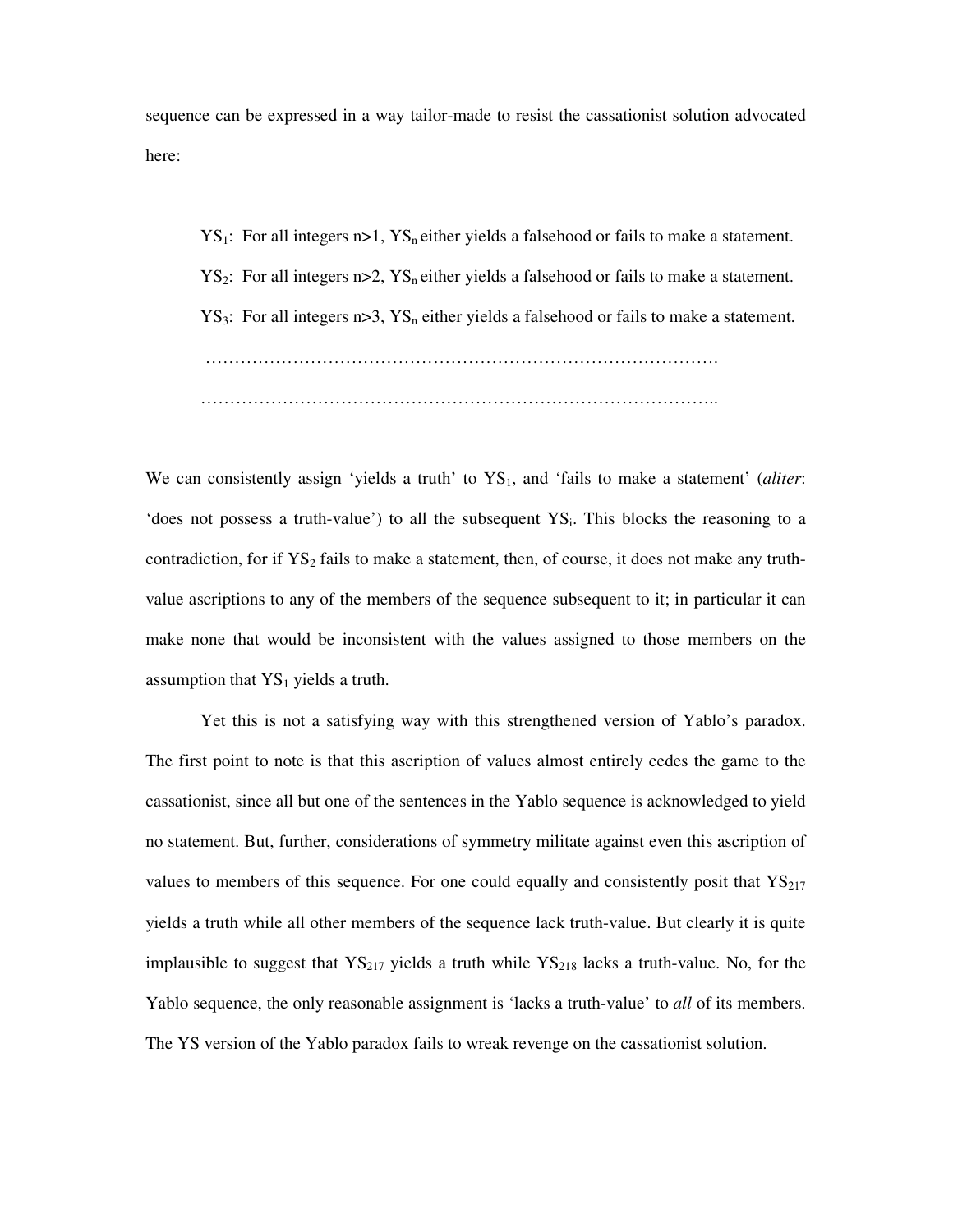sequence can be expressed in a way tailor-made to resist the cassationist solution advocated here:

> $YS_1$: For all integers n>1, $YS_n$ either yields a falsehood or fails to make a statement.
>
> $YS_2$: For all integers n>2, $YS_n$ either yields a falsehood or fails to make a statement.
>
> $YS_3$: For all integers n>3, $YS_n$ either yields a falsehood or fails to make a statement.
>
> ……………………………………………………………………………….
>
> ………………………………………………………………………………..

We can consistently assign 'yields a truth' to $YS_1$, and 'fails to make a statement' (*aliter*: 'does not possess a truth-value') to all the subsequent $YS_i$. This blocks the reasoning to a contradiction, for if $YS_2$ fails to make a statement, then, of course, it does not make any truth-value ascriptions to any of the members of the sequence subsequent to it; in particular it can make none that would be inconsistent with the values assigned to those members on the assumption that $YS_1$ yields a truth.

Yet this is not a satisfying way with this strengthened version of Yablo's paradox. The first point to note is that this ascription of values almost entirely cedes the game to the cassationist, since all but one of the sentences in the Yablo sequence is acknowledged to yield no statement. But, further, considerations of symmetry militate against even this ascription of values to members of this sequence. For one could equally and consistently posit that $YS_{217}$ yields a truth while all other members of the sequence lack truth-value. But clearly it is quite implausible to suggest that $YS_{217}$ yields a truth while $YS_{218}$ lacks a truth-value. No, for the Yablo sequence, the only reasonable assignment is 'lacks a truth-value' to *all* of its members. The YS version of the Yablo paradox fails to wreak revenge on the cassationist solution.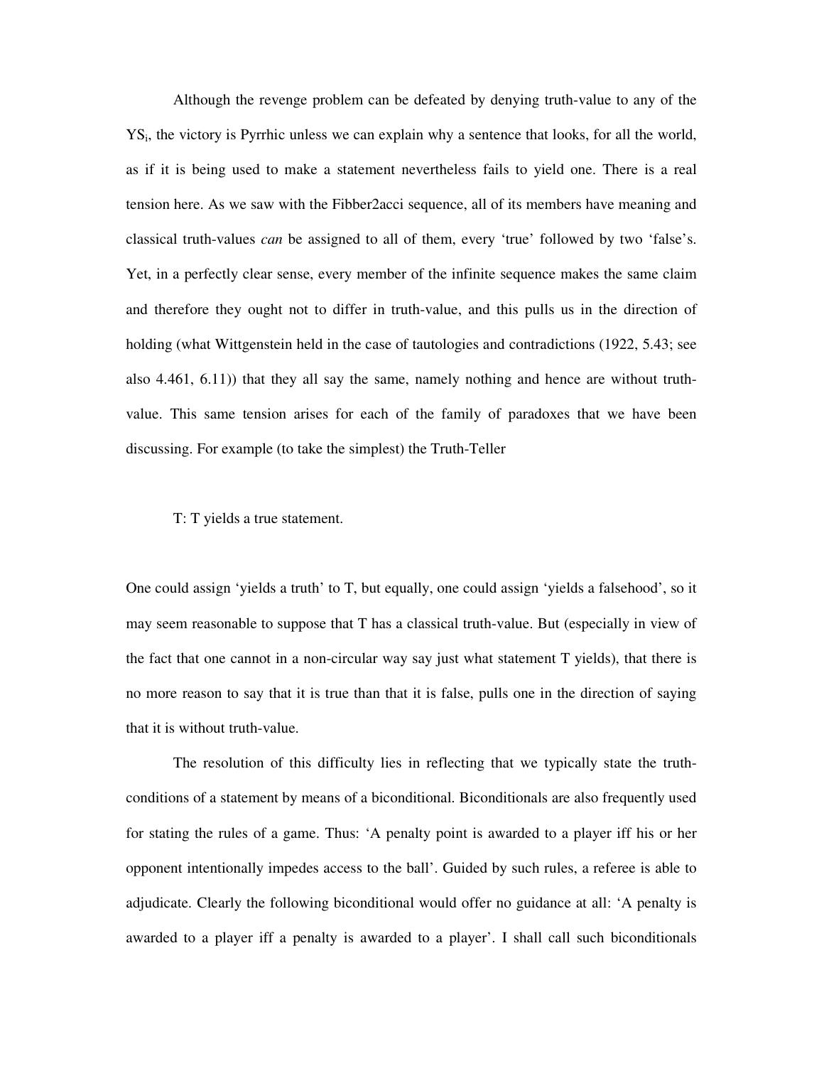Although the revenge problem can be defeated by denying truth-value to any of the $YS_i$, the victory is Pyrrhic unless we can explain why a sentence that looks, for all the world, as if it is being used to make a statement nevertheless fails to yield one. There is a real tension here. As we saw with the Fibber2acci sequence, all of its members have meaning and classical truth-values *can* be assigned to all of them, every 'true' followed by two 'false's. Yet, in a perfectly clear sense, every member of the infinite sequence makes the same claim and therefore they ought not to differ in truth-value, and this pulls us in the direction of holding (what Wittgenstein held in the case of tautologies and contradictions (1922, 5.43; see also 4.461, 6.11)) that they all say the same, namely nothing and hence are without truth-value. This same tension arises for each of the family of paradoxes that we have been discussing. For example (to take the simplest) the Truth-Teller

T: T yields a true statement.

One could assign 'yields a truth' to T, but equally, one could assign 'yields a falsehood', so it may seem reasonable to suppose that T has a classical truth-value. But (especially in view of the fact that one cannot in a non-circular way say just what statement T yields), that there is no more reason to say that it is true than that it is false, pulls one in the direction of saying that it is without truth-value.

The resolution of this difficulty lies in reflecting that we typically state the truth-conditions of a statement by means of a biconditional. Biconditionals are also frequently used for stating the rules of a game. Thus: 'A penalty point is awarded to a player iff his or her opponent intentionally impedes access to the ball'. Guided by such rules, a referee is able to adjudicate. Clearly the following biconditional would offer no guidance at all: 'A penalty is awarded to a player iff a penalty is awarded to a player'. I shall call such biconditionals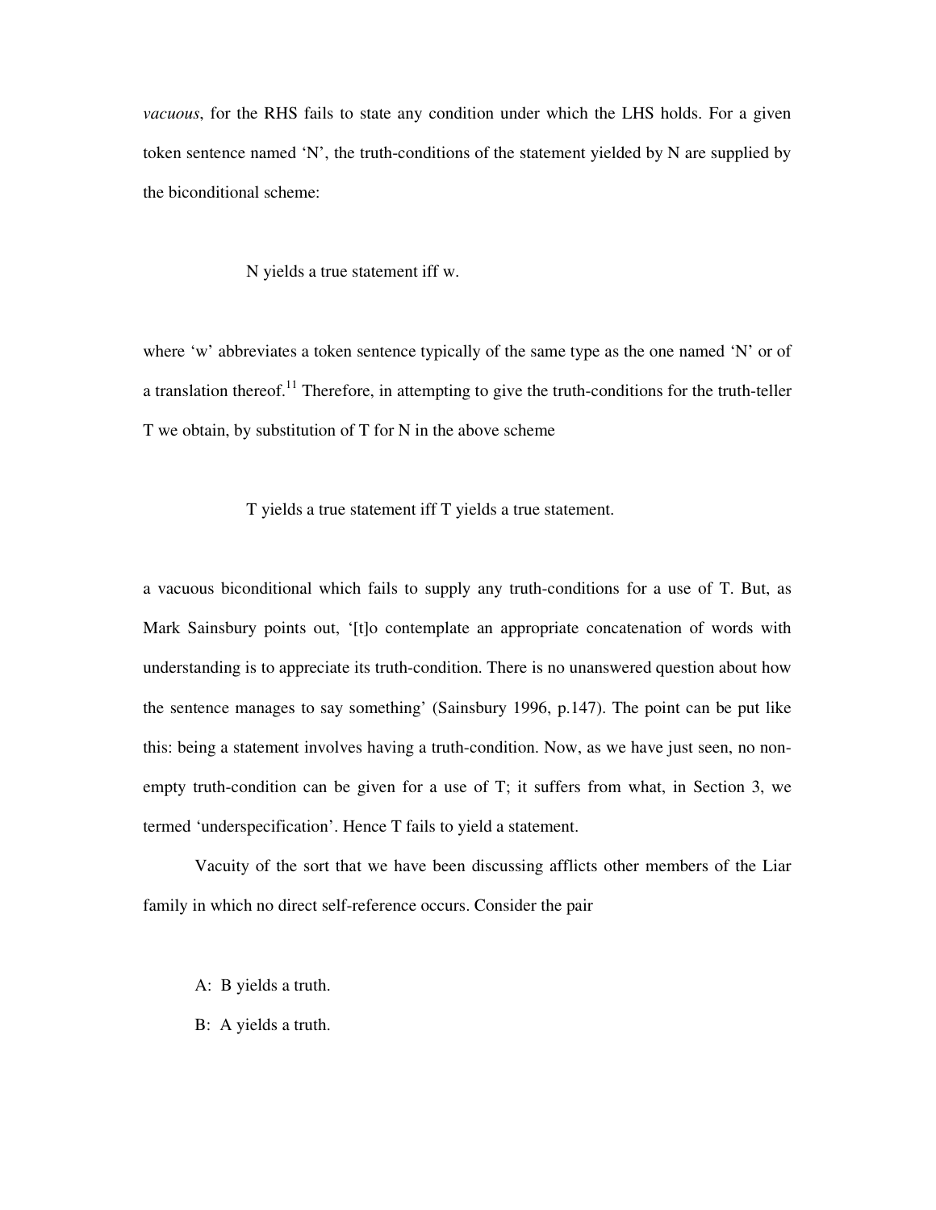*vacuous*, for the RHS fails to state any condition under which the LHS holds. For a given token sentence named 'N', the truth-conditions of the statement yielded by N are supplied by the biconditional scheme:

N yields a true statement iff w.

where 'w' abbreviates a token sentence typically of the same type as the one named 'N' or of a translation thereof.[11] Therefore, in attempting to give the truth-conditions for the truth-teller T we obtain, by substitution of T for N in the above scheme

T yields a true statement iff T yields a true statement.

a vacuous biconditional which fails to supply any truth-conditions for a use of T. But, as Mark Sainsbury points out, '[t]o contemplate an appropriate concatenation of words with understanding is to appreciate its truth-condition. There is no unanswered question about how the sentence manages to say something' (Sainsbury 1996, p.147). The point can be put like this: being a statement involves having a truth-condition. Now, as we have just seen, no non-empty truth-condition can be given for a use of T; it suffers from what, in Section 3, we termed 'underspecification'. Hence T fails to yield a statement.

Vacuity of the sort that we have been discussing afflicts other members of the Liar family in which no direct self-reference occurs. Consider the pair

A: B yields a truth.

B: A yields a truth.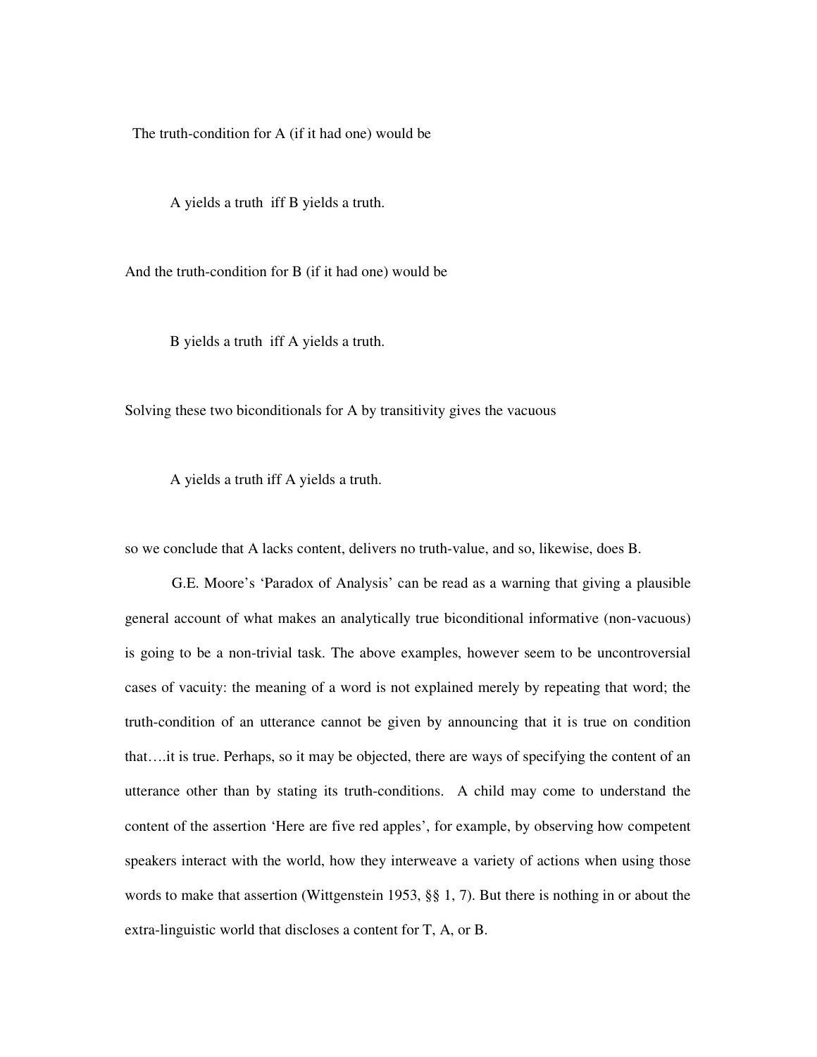The truth-condition for A (if it had one) would be

> A yields a truth iff B yields a truth.

And the truth-condition for B (if it had one) would be

> B yields a truth iff A yields a truth.

Solving these two biconditionals for A by transitivity gives the vacuous

> A yields a truth iff A yields a truth.

so we conclude that A lacks content, delivers no truth-value, and so, likewise, does B.

G.E. Moore's 'Paradox of Analysis' can be read as a warning that giving a plausible general account of what makes an analytically true biconditional informative (non-vacuous) is going to be a non-trivial task. The above examples, however seem to be uncontroversial cases of vacuity: the meaning of a word is not explained merely by repeating that word; the truth-condition of an utterance cannot be given by announcing that it is true on condition that….it is true. Perhaps, so it may be objected, there are ways of specifying the content of an utterance other than by stating its truth-conditions. A child may come to understand the content of the assertion 'Here are five red apples', for example, by observing how competent speakers interact with the world, how they interweave a variety of actions when using those words to make that assertion (Wittgenstein 1953, §§ 1, 7). But there is nothing in or about the extra-linguistic world that discloses a content for T, A, or B.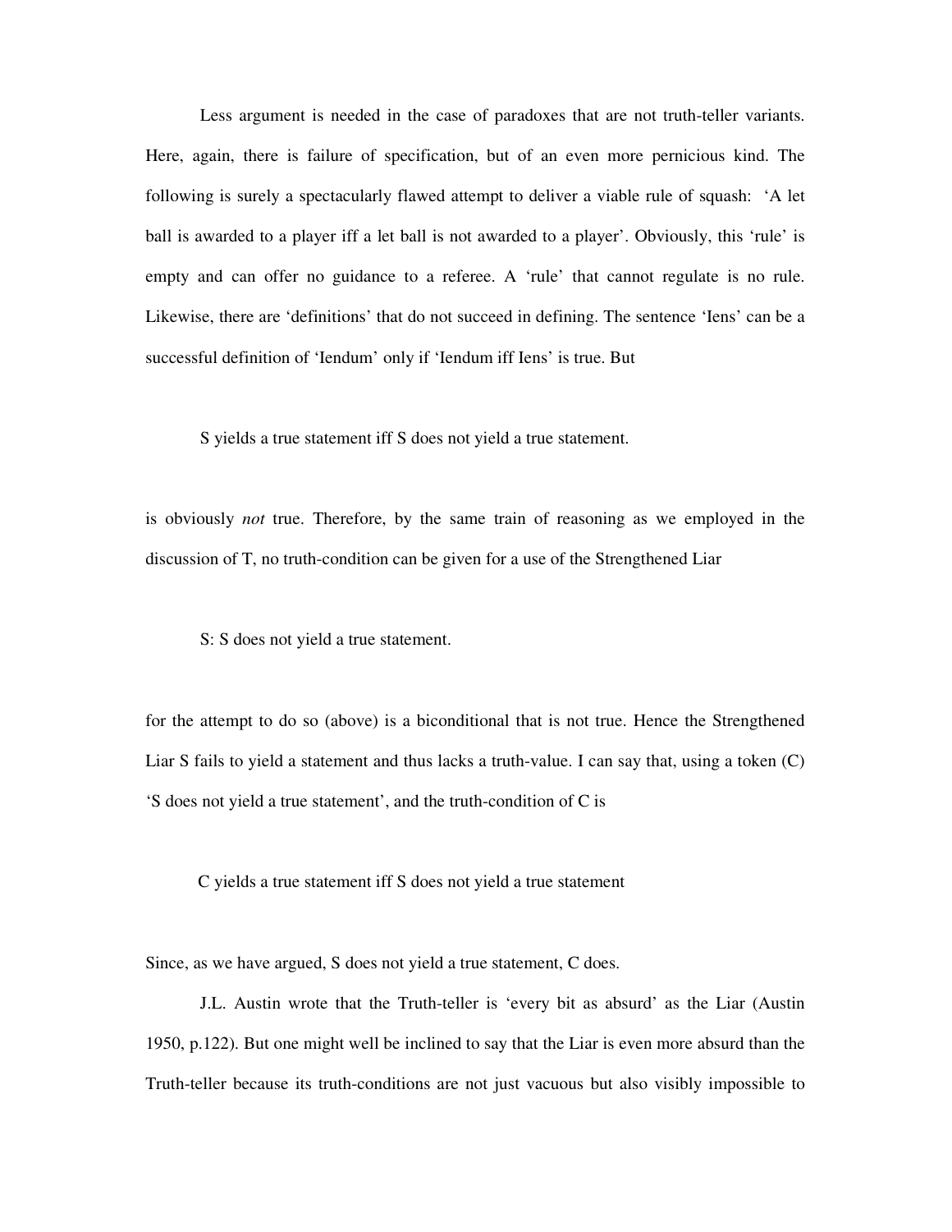Less argument is needed in the case of paradoxes that are not truth-teller variants. Here, again, there is failure of specification, but of an even more pernicious kind. The following is surely a spectacularly flawed attempt to deliver a viable rule of squash: 'A let ball is awarded to a player iff a let ball is not awarded to a player'. Obviously, this 'rule' is empty and can offer no guidance to a referee. A 'rule' that cannot regulate is no rule. Likewise, there are 'definitions' that do not succeed in defining. The sentence 'Iens' can be a successful definition of 'Iendum' only if 'Iendum iff Iens' is true. But

S yields a true statement iff S does not yield a true statement.

is obviously *not* true. Therefore, by the same train of reasoning as we employed in the discussion of T, no truth-condition can be given for a use of the Strengthened Liar

S: S does not yield a true statement.

for the attempt to do so (above) is a biconditional that is not true. Hence the Strengthened Liar S fails to yield a statement and thus lacks a truth-value. I can say that, using a token (C) 'S does not yield a true statement', and the truth-condition of C is

C yields a true statement iff S does not yield a true statement

Since, as we have argued, S does not yield a true statement, C does.

J.L. Austin wrote that the Truth-teller is 'every bit as absurd' as the Liar (Austin 1950, p.122). But one might well be inclined to say that the Liar is even more absurd than the Truth-teller because its truth-conditions are not just vacuous but also visibly impossible to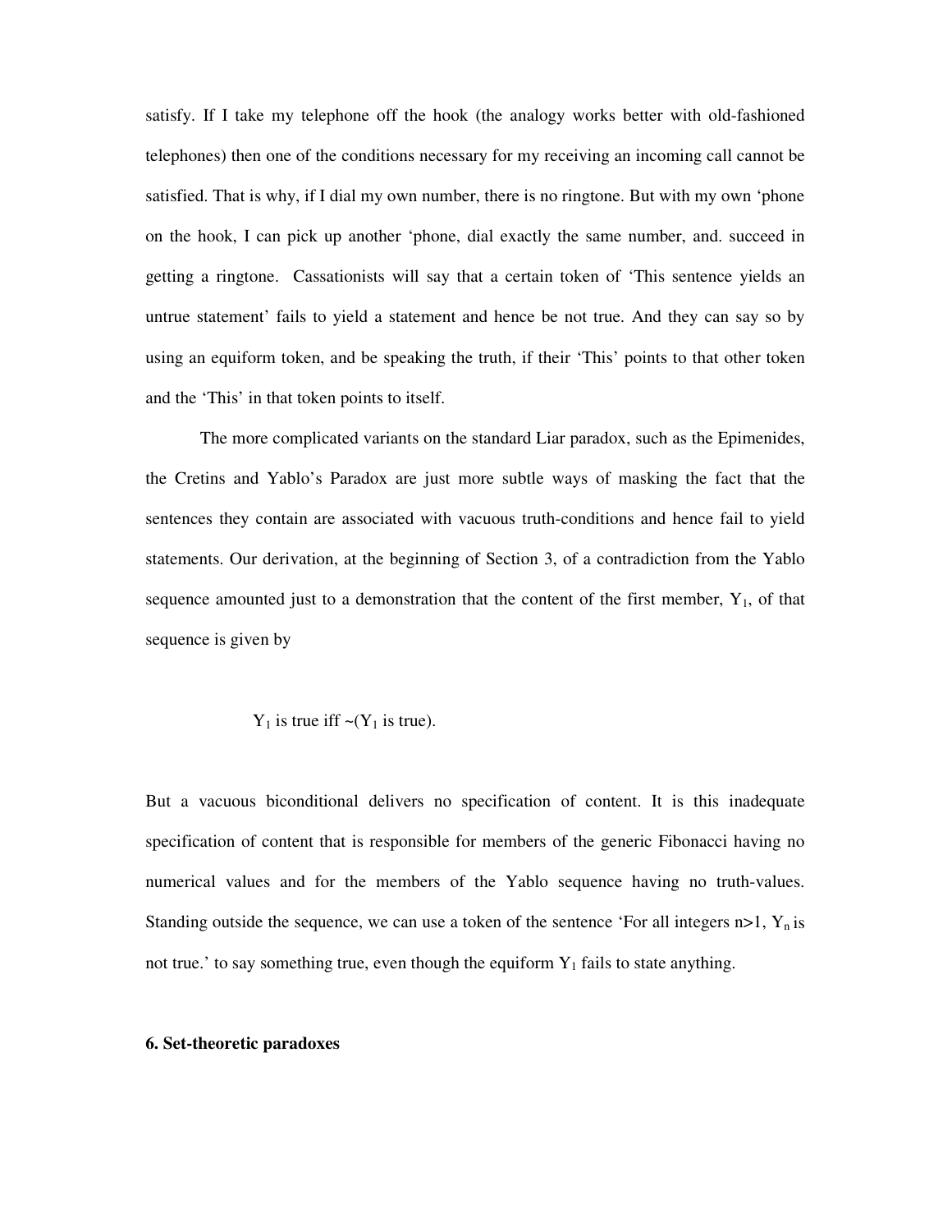satisfy. If I take my telephone off the hook (the analogy works better with old-fashioned telephones) then one of the conditions necessary for my receiving an incoming call cannot be satisfied. That is why, if I dial my own number, there is no ringtone. But with my own 'phone on the hook, I can pick up another 'phone, dial exactly the same number, and. succeed in getting a ringtone. Cassationists will say that a certain token of 'This sentence yields an untrue statement' fails to yield a statement and hence be not true. And they can say so by using an equiform token, and be speaking the truth, if their 'This' points to that other token and the 'This' in that token points to itself.

The more complicated variants on the standard Liar paradox, such as the Epimenides, the Cretins and Yablo's Paradox are just more subtle ways of masking the fact that the sentences they contain are associated with vacuous truth-conditions and hence fail to yield statements. Our derivation, at the beginning of Section 3, of a contradiction from the Yablo sequence amounted just to a demonstration that the content of the first member, $Y_1$, of that sequence is given by

$$Y_1 \text{ is true iff } \sim(Y_1 \text{ is true}).$$

But a vacuous biconditional delivers no specification of content. It is this inadequate specification of content that is responsible for members of the generic Fibonacci having no numerical values and for the members of the Yablo sequence having no truth-values. Standing outside the sequence, we can use a token of the sentence 'For all integers $n>1$, $Y_n$ is not true.' to say something true, even though the equiform $Y_1$ fails to state anything.

**6. Set-theoretic paradoxes**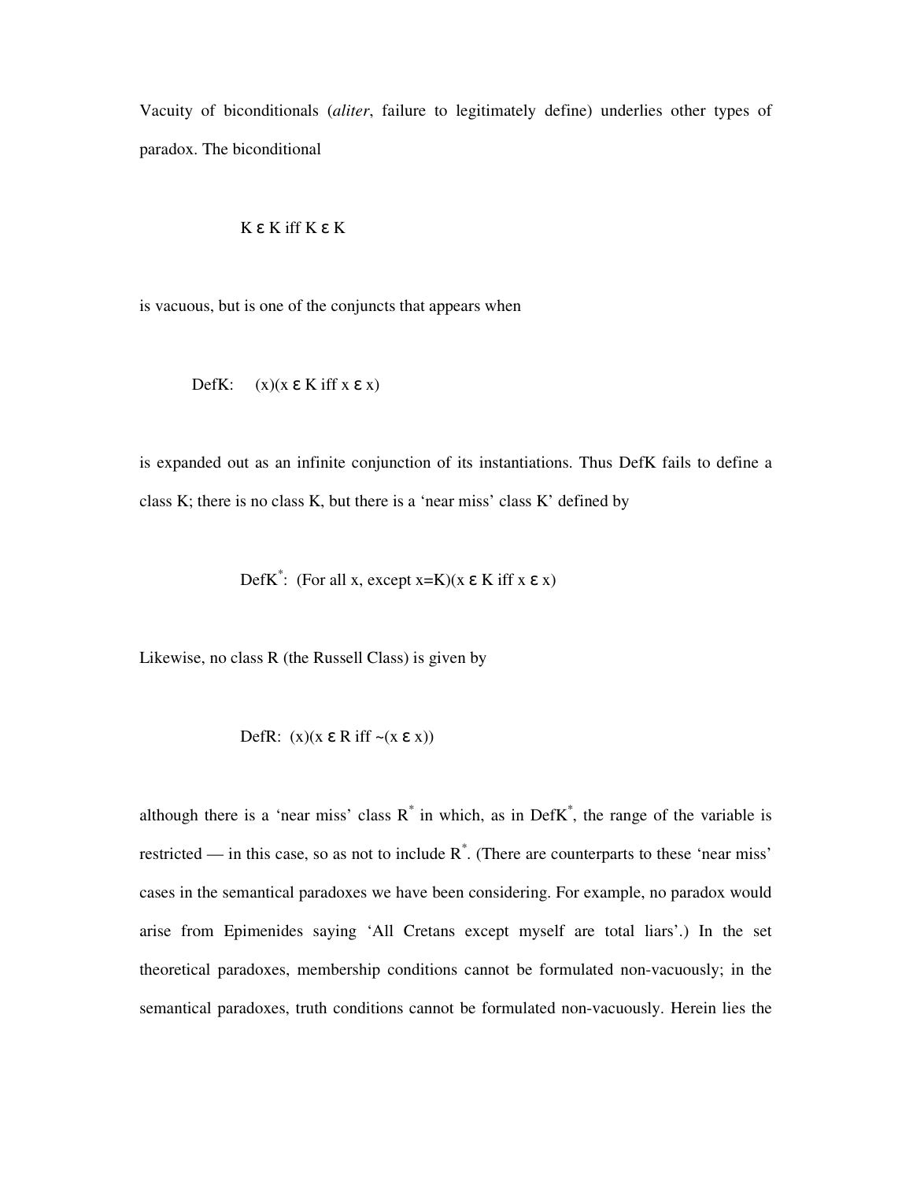Vacuity of biconditionals (*aliter*, failure to legitimately define) underlies other types of paradox. The biconditional

$$K \in K \text{ iff } K \in K$$

is vacuous, but is one of the conjuncts that appears when

$$\text{DefK:} \quad (x)(x \in K \text{ iff } x \in x)$$

is expanded out as an infinite conjunction of its instantiations. Thus DefK fails to define a class K; there is no class K, but there is a 'near miss' class K' defined by

$$\text{DefK}^*\text{:} \quad (\text{For all } x, \text{ except } x{=}K)(x \in K \text{ iff } x \in x)$$

Likewise, no class R (the Russell Class) is given by

$$\text{DefR:} \quad (x)(x \in R \text{ iff } {\sim}(x \in x))$$

although there is a 'near miss' class $R^*$ in which, as in DefK$^*$, the range of the variable is restricted — in this case, so as not to include $R^*$. (There are counterparts to these 'near miss' cases in the semantical paradoxes we have been considering. For example, no paradox would arise from Epimenides saying 'All Cretans except myself are total liars'.) In the set theoretical paradoxes, membership conditions cannot be formulated non-vacuously; in the semantical paradoxes, truth conditions cannot be formulated non-vacuously. Herein lies the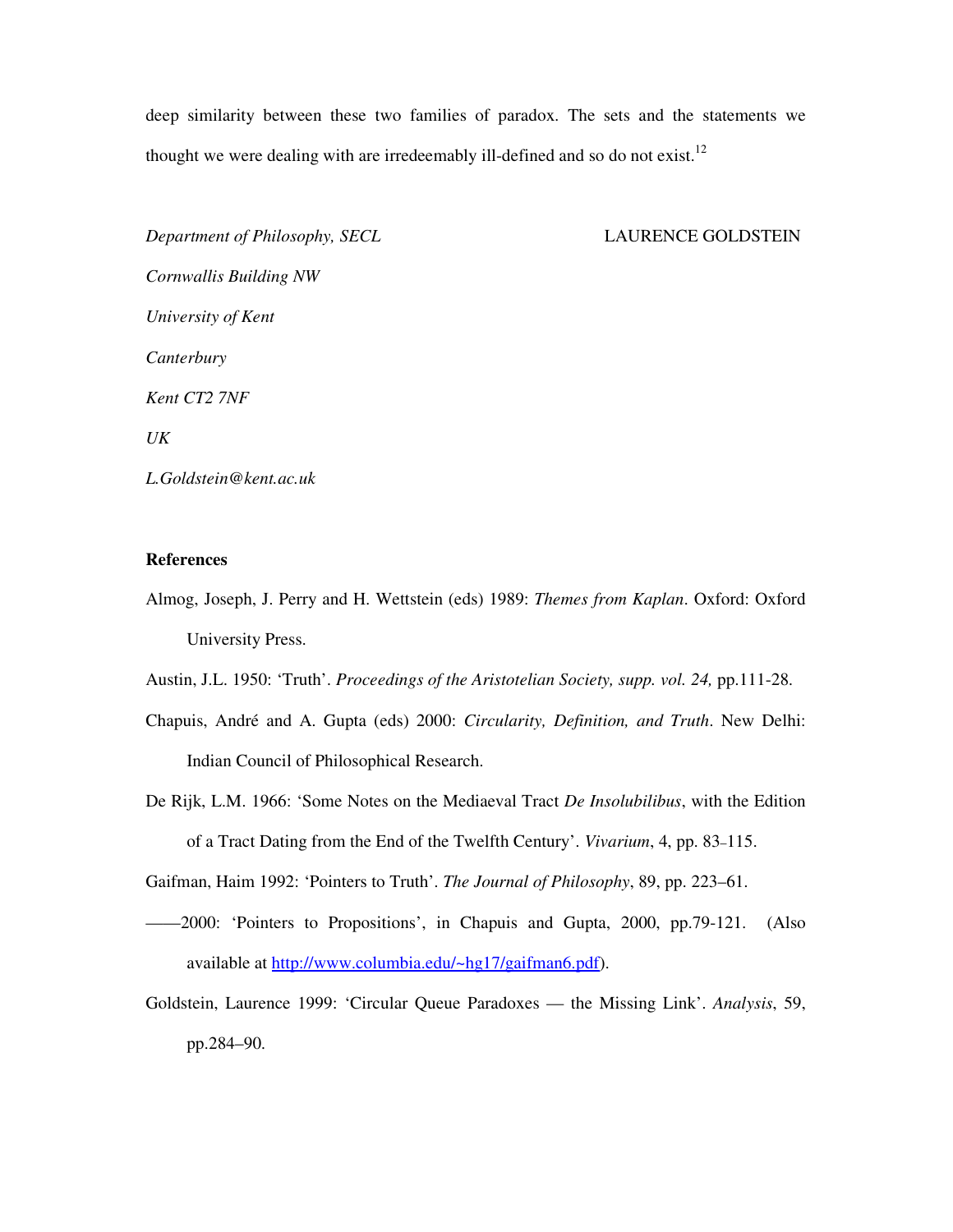deep similarity between these two families of paradox. The sets and the statements we thought we were dealing with are irredeemably ill-defined and so do not exist.[12]

*Department of Philosophy, SECL* LAURENCE GOLDSTEIN

*Cornwallis Building NW*

*University of Kent*

*Canterbury*

*Kent CT2 7NF*

*UK*

*L.Goldstein@kent.ac.uk*

**References**

Almog, Joseph, J. Perry and H. Wettstein (eds) 1989: *Themes from Kaplan*. Oxford: Oxford University Press.

Austin, J.L. 1950: 'Truth'. *Proceedings of the Aristotelian Society, supp. vol. 24,* pp.111-28.

Chapuis, André and A. Gupta (eds) 2000: *Circularity, Definition, and Truth*. New Delhi: Indian Council of Philosophical Research.

De Rijk, L.M. 1966: 'Some Notes on the Mediaeval Tract *De Insolubilibus*, with the Edition of a Tract Dating from the End of the Twelfth Century'. *Vivarium*, 4, pp. 83–115.

Gaifman, Haim 1992: 'Pointers to Truth'. *The Journal of Philosophy*, 89, pp. 223–61.

——2000: 'Pointers to Propositions', in Chapuis and Gupta, 2000, pp.79-121. (Also available at http://www.columbia.edu/~hg17/gaifman6.pdf).

Goldstein, Laurence 1999: 'Circular Queue Paradoxes — the Missing Link'. *Analysis*, 59, pp.284–90.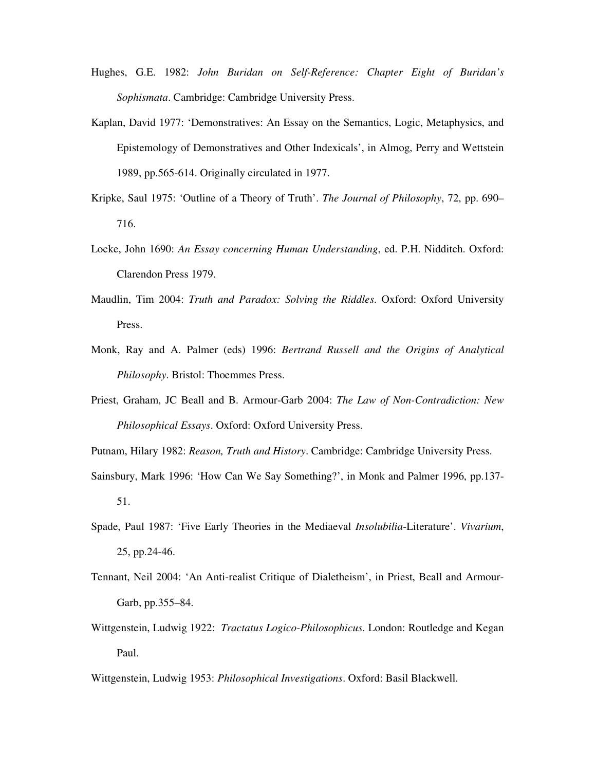Hughes, G.E. 1982: *John Buridan on Self-Reference: Chapter Eight of Buridan's Sophismata*. Cambridge: Cambridge University Press.

Kaplan, David 1977: 'Demonstratives: An Essay on the Semantics, Logic, Metaphysics, and Epistemology of Demonstratives and Other Indexicals', in Almog, Perry and Wettstein 1989, pp.565-614. Originally circulated in 1977.

Kripke, Saul 1975: 'Outline of a Theory of Truth'. *The Journal of Philosophy*, 72, pp. 690–716.

Locke, John 1690: *An Essay concerning Human Understanding*, ed. P.H. Nidditch. Oxford: Clarendon Press 1979.

Maudlin, Tim 2004: *Truth and Paradox: Solving the Riddles*. Oxford: Oxford University Press.

Monk, Ray and A. Palmer (eds) 1996: *Bertrand Russell and the Origins of Analytical Philosophy*. Bristol: Thoemmes Press.

Priest, Graham, JC Beall and B. Armour-Garb 2004: *The Law of Non-Contradiction: New Philosophical Essays*. Oxford: Oxford University Press.

Putnam, Hilary 1982: *Reason, Truth and History*. Cambridge: Cambridge University Press.

Sainsbury, Mark 1996: 'How Can We Say Something?', in Monk and Palmer 1996, pp.137-51.

Spade, Paul 1987: 'Five Early Theories in the Mediaeval *Insolubilia*-Literature'. *Vivarium*, 25, pp.24-46.

Tennant, Neil 2004: 'An Anti-realist Critique of Dialetheism', in Priest, Beall and Armour-Garb, pp.355–84.

Wittgenstein, Ludwig 1922: *Tractatus Logico-Philosophicus*. London: Routledge and Kegan Paul.

Wittgenstein, Ludwig 1953: *Philosophical Investigations*. Oxford: Basil Blackwell.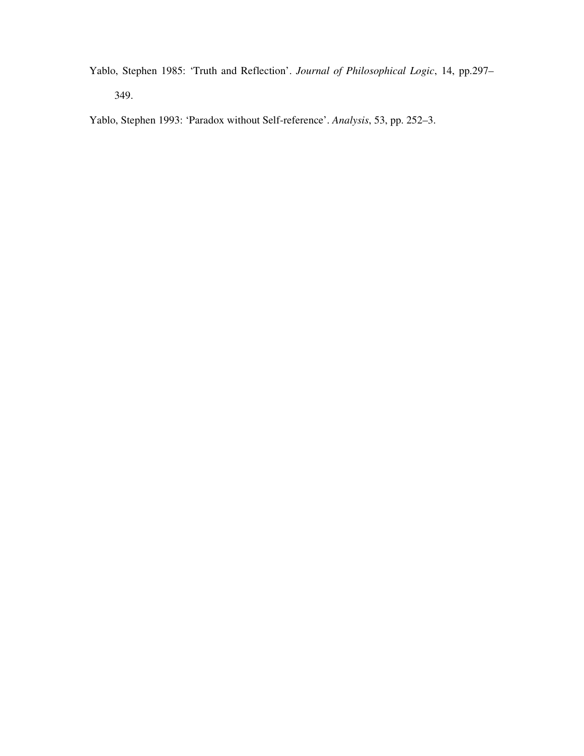Yablo, Stephen 1985: 'Truth and Reflection'. *Journal of Philosophical Logic*, 14, pp.297–349.

Yablo, Stephen 1993: 'Paradox without Self-reference'. *Analysis*, 53, pp. 252–3.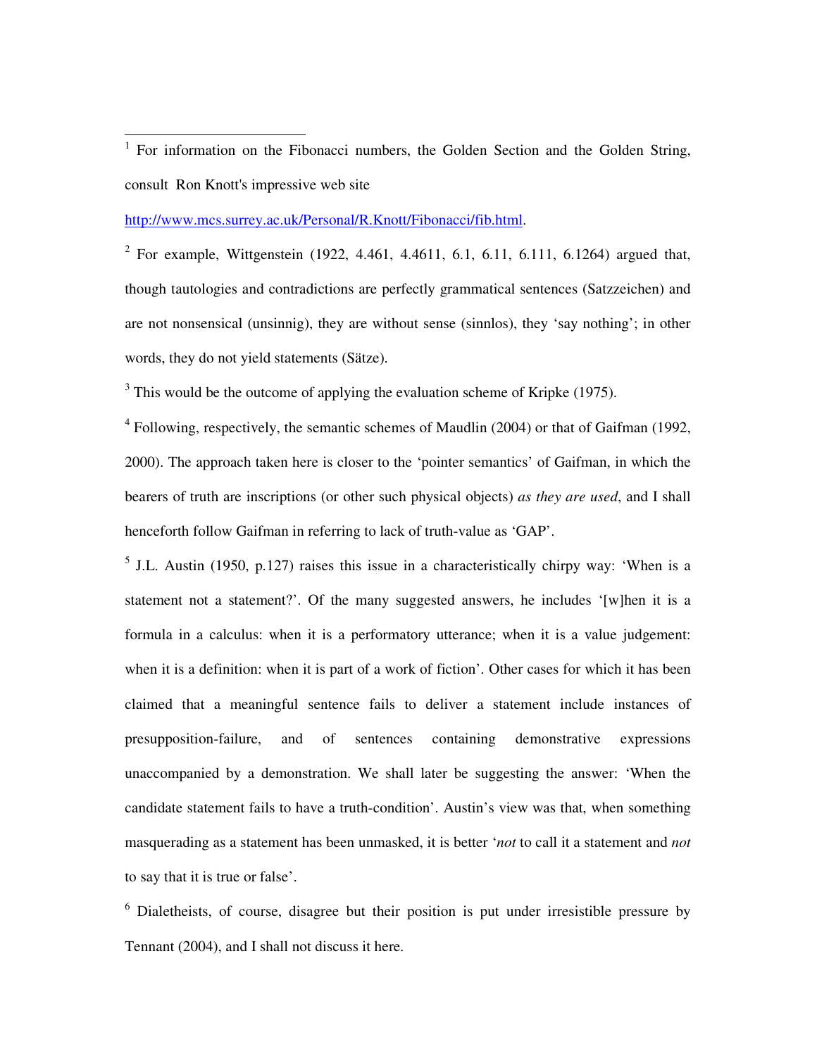[1] For information on the Fibonacci numbers, the Golden Section and the Golden String, consult Ron Knott's impressive web site http://www.mcs.surrey.ac.uk/Personal/R.Knott/Fibonacci/fib.html.

[2] For example, Wittgenstein (1922, 4.461, 4.4611, 6.1, 6.11, 6.111, 6.1264) argued that, though tautologies and contradictions are perfectly grammatical sentences (Satzzeichen) and are not nonsensical (unsinnig), they are without sense (sinnlos), they 'say nothing'; in other words, they do not yield statements (Sätze).

[3] This would be the outcome of applying the evaluation scheme of Kripke (1975).

[4] Following, respectively, the semantic schemes of Maudlin (2004) or that of Gaifman (1992, 2000). The approach taken here is closer to the 'pointer semantics' of Gaifman, in which the bearers of truth are inscriptions (or other such physical objects) *as they are used*, and I shall henceforth follow Gaifman in referring to lack of truth-value as 'GAP'.

[5] J.L. Austin (1950, p.127) raises this issue in a characteristically chirpy way: 'When is a statement not a statement?'. Of the many suggested answers, he includes '[w]hen it is a formula in a calculus: when it is a performatory utterance; when it is a value judgement: when it is a definition: when it is part of a work of fiction'. Other cases for which it has been claimed that a meaningful sentence fails to deliver a statement include instances of presupposition-failure, and of sentences containing demonstrative expressions unaccompanied by a demonstration. We shall later be suggesting the answer: 'When the candidate statement fails to have a truth-condition'. Austin's view was that, when something masquerading as a statement has been unmasked, it is better '*not* to call it a statement and *not* to say that it is true or false'.

[6] Dialetheists, of course, disagree but their position is put under irresistible pressure by Tennant (2004), and I shall not discuss it here.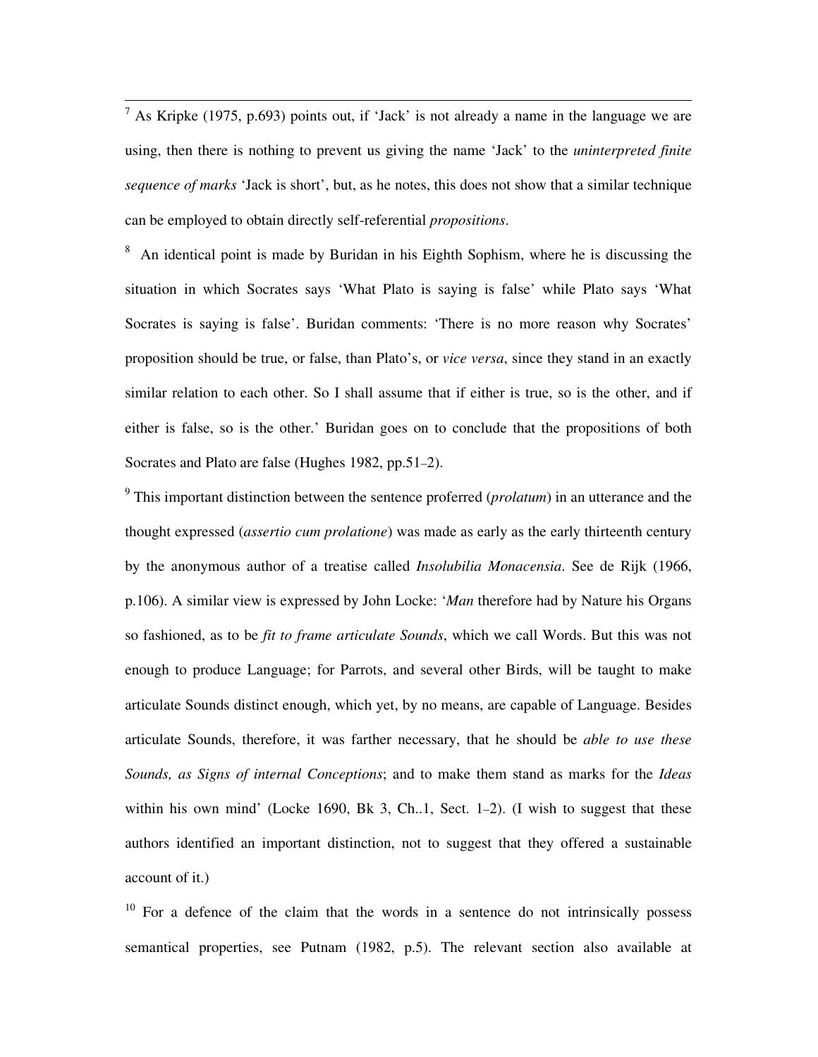[7] As Kripke (1975, p.693) points out, if 'Jack' is not already a name in the language we are using, then there is nothing to prevent us giving the name 'Jack' to the *uninterpreted finite sequence of marks* 'Jack is short', but, as he notes, this does not show that a similar technique can be employed to obtain directly self-referential *propositions*.

[8] An identical point is made by Buridan in his Eighth Sophism, where he is discussing the situation in which Socrates says 'What Plato is saying is false' while Plato says 'What Socrates is saying is false'. Buridan comments: 'There is no more reason why Socrates' proposition should be true, or false, than Plato's, or *vice versa*, since they stand in an exactly similar relation to each other. So I shall assume that if either is true, so is the other, and if either is false, so is the other.' Buridan goes on to conclude that the propositions of both Socrates and Plato are false (Hughes 1982, pp.51–2).

[9] This important distinction between the sentence proferred (*prolatum*) in an utterance and the thought expressed (*assertio cum prolatione*) was made as early as the early thirteenth century by the anonymous author of a treatise called *Insolubilia Monacensia*. See de Rijk (1966, p.106). A similar view is expressed by John Locke: '*Man* therefore had by Nature his Organs so fashioned, as to be *fit to frame articulate Sounds*, which we call Words. But this was not enough to produce Language; for Parrots, and several other Birds, will be taught to make articulate Sounds distinct enough, which yet, by no means, are capable of Language. Besides articulate Sounds, therefore, it was farther necessary, that he should be *able to use these Sounds, as Signs of internal Conceptions*; and to make them stand as marks for the *Ideas* within his own mind' (Locke 1690, Bk 3, Ch..1, Sect. 1–2). (I wish to suggest that these authors identified an important distinction, not to suggest that they offered a sustainable account of it.)

[10] For a defence of the claim that the words in a sentence do not intrinsically possess semantical properties, see Putnam (1982, p.5). The relevant section also available at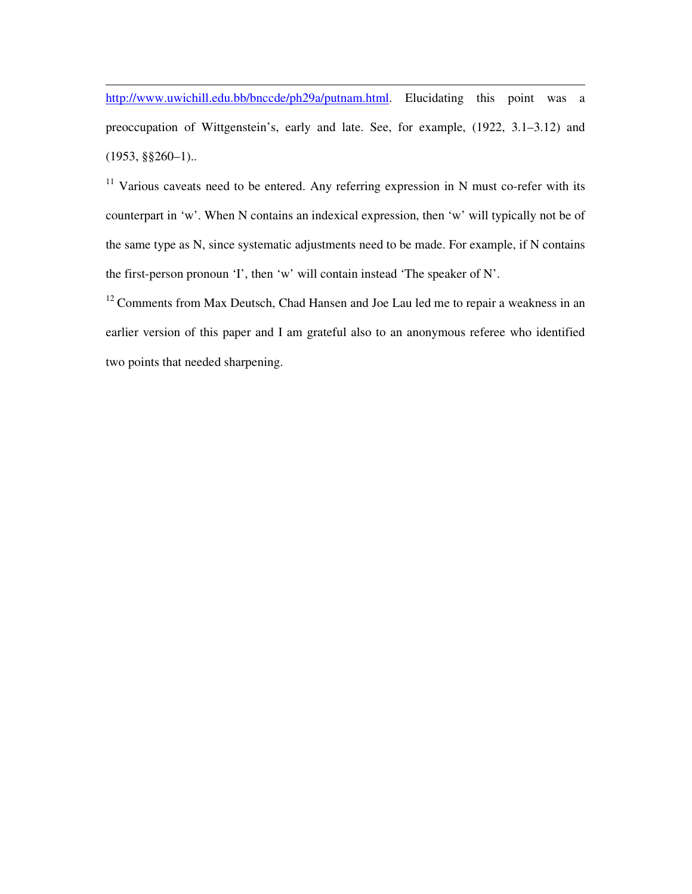http://www.uwichill.edu.bb/bnccde/ph29a/putnam.html. Elucidating this point was a preoccupation of Wittgenstein's, early and late. See, for example, (1922, 3.1–3.12) and (1953, §§260–1)..

[11] Various caveats need to be entered. Any referring expression in N must co-refer with its counterpart in 'w'. When N contains an indexical expression, then 'w' will typically not be of the same type as N, since systematic adjustments need to be made. For example, if N contains the first-person pronoun 'I', then 'w' will contain instead 'The speaker of N'.

[12] Comments from Max Deutsch, Chad Hansen and Joe Lau led me to repair a weakness in an earlier version of this paper and I am grateful also to an anonymous referee who identified two points that needed sharpening.